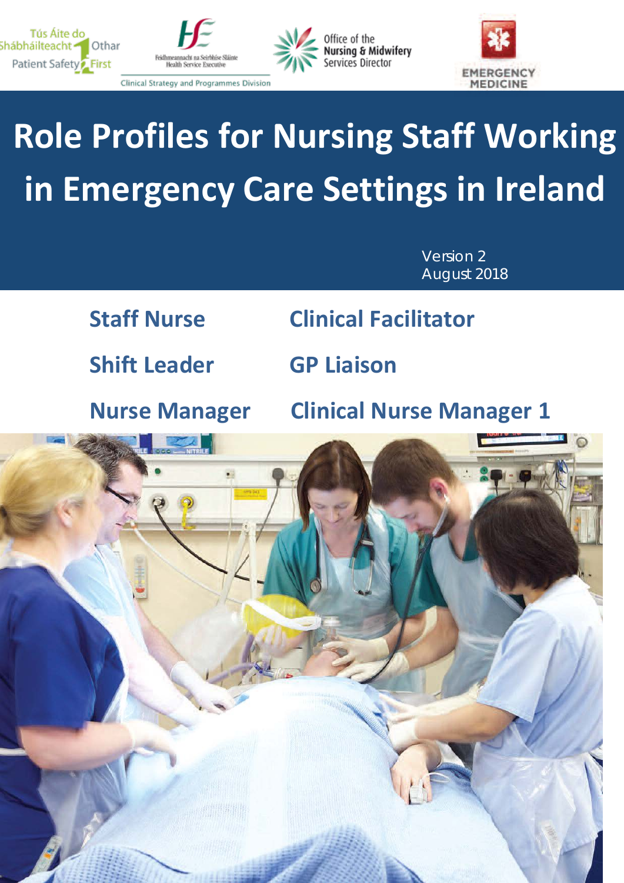Tús Áite do Shábháilteacht Othar
Patient Safety First

Feidhmeannacht na Seirbhíse Sláinte
Health Service Executive

Clinical Strategy and Programmes Division

Office of the Nursing & Midwifery Services Director

EMERGENCY MEDICINE

# Role Profiles for Nursing Staff Working in Emergency Care Settings in Ireland

Version 2
August 2018

## Staff Nurse

## Shift Leader

## Nurse Manager

## Clinical Facilitator

## GP Liaison

## Clinical Nurse Manager 1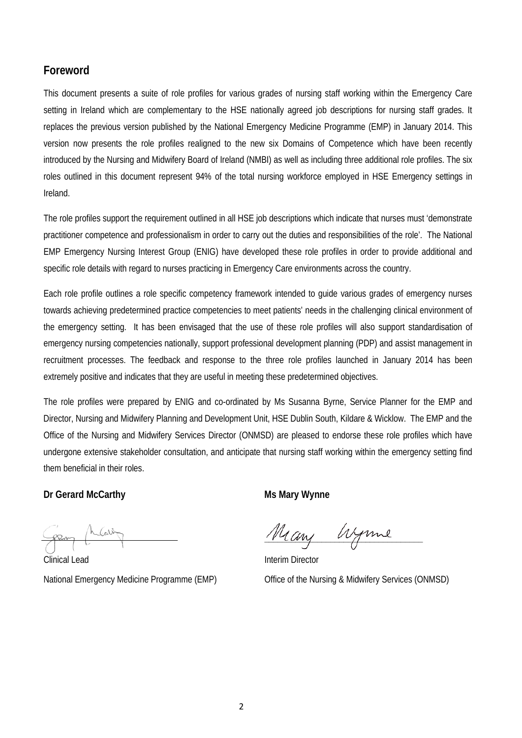## Foreword

This document presents a suite of role profiles for various grades of nursing staff working within the Emergency Care setting in Ireland which are complementary to the HSE nationally agreed job descriptions for nursing staff grades. It replaces the previous version published by the National Emergency Medicine Programme (EMP) in January 2014. This version now presents the role profiles realigned to the new six Domains of Competence which have been recently introduced by the Nursing and Midwifery Board of Ireland (NMBI) as well as including three additional role profiles. The six roles outlined in this document represent 94% of the total nursing workforce employed in HSE Emergency settings in Ireland.

The role profiles support the requirement outlined in all HSE job descriptions which indicate that nurses must 'demonstrate practitioner competence and professionalism in order to carry out the duties and responsibilities of the role'. The National EMP Emergency Nursing Interest Group (ENIG) have developed these role profiles in order to provide additional and specific role details with regard to nurses practicing in Emergency Care environments across the country.

Each role profile outlines a role specific competency framework intended to guide various grades of emergency nurses towards achieving predetermined practice competencies to meet patients' needs in the challenging clinical environment of the emergency setting. It has been envisaged that the use of these role profiles will also support standardisation of emergency nursing competencies nationally, support professional development planning (PDP) and assist management in recruitment processes. The feedback and response to the three role profiles launched in January 2014 has been extremely positive and indicates that they are useful in meeting these predetermined objectives.

The role profiles were prepared by ENIG and co-ordinated by Ms Susanna Byrne, Service Planner for the EMP and Director, Nursing and Midwifery Planning and Development Unit, HSE Dublin South, Kildare & Wicklow. The EMP and the Office of the Nursing and Midwifery Services Director (ONMSD) are pleased to endorse these role profiles which have undergone extensive stakeholder consultation, and anticipate that nursing staff working within the emergency setting find them beneficial in their roles.

**Dr Gerard McCarthy**

Clinical Lead

National Emergency Medicine Programme (EMP)

**Ms Mary Wynne**

Interim Director

Office of the Nursing & Midwifery Services (ONMSD)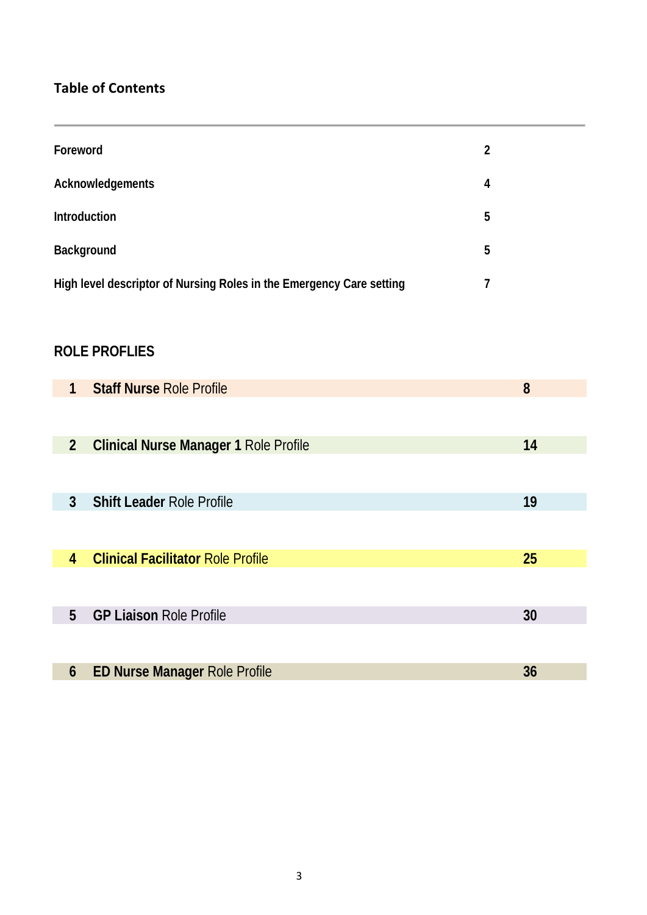## Table of Contents

| | |
|---|---|
| **Foreword** | **2** |
| **Acknowledgements** | **4** |
| **Introduction** | **5** |
| **Background** | **5** |
| **High level descriptor of Nursing Roles in the Emergency Care setting** | **7** |

## ROLE PROFLIES

| | | |
|---|---|---|
| **1** | **Staff Nurse** Role Profile | **8** |
| **2** | **Clinical Nurse Manager 1** Role Profile | **14** |
| **3** | **Shift Leader** Role Profile | **19** |
| **4** | **Clinical Facilitator** Role Profile | **25** |
| **5** | **GP Liaison** Role Profile | **30** |
| **6** | **ED Nurse Manager** Role Profile | **36** |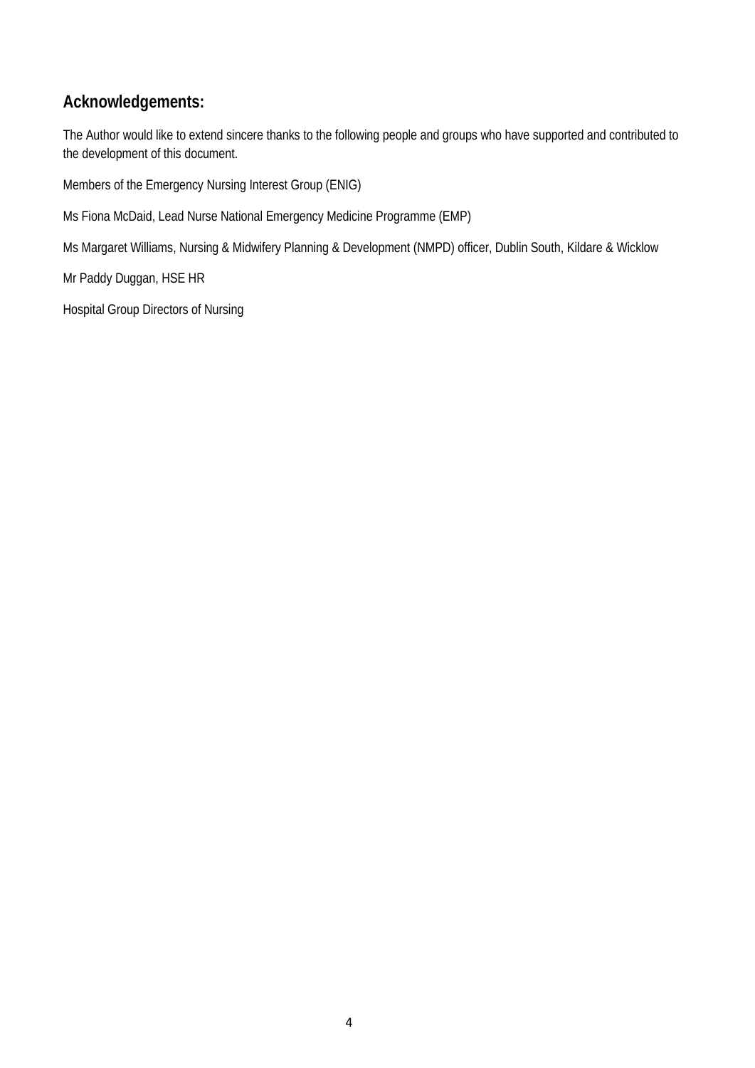## Acknowledgements:

The Author would like to extend sincere thanks to the following people and groups who have supported and contributed to the development of this document.

Members of the Emergency Nursing Interest Group (ENIG)

Ms Fiona McDaid, Lead Nurse National Emergency Medicine Programme (EMP)

Ms Margaret Williams, Nursing & Midwifery Planning & Development (NMPD) officer, Dublin South, Kildare & Wicklow

Mr Paddy Duggan, HSE HR

Hospital Group Directors of Nursing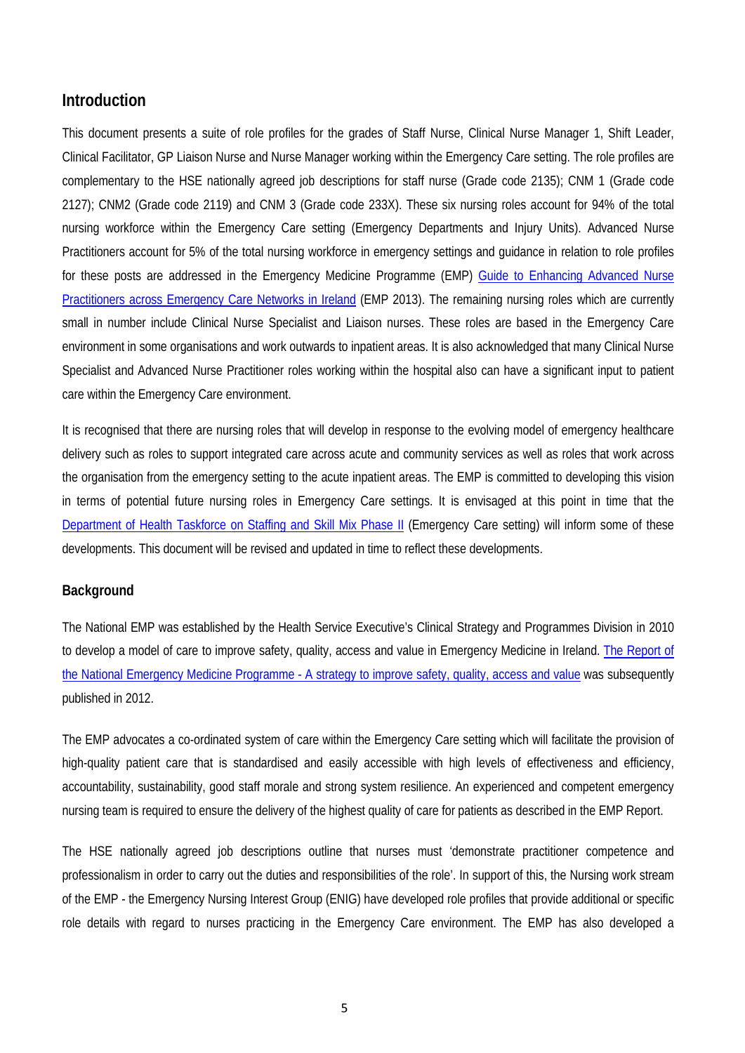## Introduction

This document presents a suite of role profiles for the grades of Staff Nurse, Clinical Nurse Manager 1, Shift Leader, Clinical Facilitator, GP Liaison Nurse and Nurse Manager working within the Emergency Care setting. The role profiles are complementary to the HSE nationally agreed job descriptions for staff nurse (Grade code 2135); CNM 1 (Grade code 2127); CNM2 (Grade code 2119) and CNM 3 (Grade code 233X). These six nursing roles account for 94% of the total nursing workforce within the Emergency Care setting (Emergency Departments and Injury Units). Advanced Nurse Practitioners account for 5% of the total nursing workforce in emergency settings and guidance in relation to role profiles for these posts are addressed in the Emergency Medicine Programme (EMP) Guide to Enhancing Advanced Nurse Practitioners across Emergency Care Networks in Ireland (EMP 2013). The remaining nursing roles which are currently small in number include Clinical Nurse Specialist and Liaison nurses. These roles are based in the Emergency Care environment in some organisations and work outwards to inpatient areas. It is also acknowledged that many Clinical Nurse Specialist and Advanced Nurse Practitioner roles working within the hospital also can have a significant input to patient care within the Emergency Care environment.

It is recognised that there are nursing roles that will develop in response to the evolving model of emergency healthcare delivery such as roles to support integrated care across acute and community services as well as roles that work across the organisation from the emergency setting to the acute inpatient areas. The EMP is committed to developing this vision in terms of potential future nursing roles in Emergency Care settings. It is envisaged at this point in time that the Department of Health Taskforce on Staffing and Skill Mix Phase II (Emergency Care setting) will inform some of these developments. This document will be revised and updated in time to reflect these developments.

### Background

The National EMP was established by the Health Service Executive's Clinical Strategy and Programmes Division in 2010 to develop a model of care to improve safety, quality, access and value in Emergency Medicine in Ireland. The Report of the National Emergency Medicine Programme - A strategy to improve safety, quality, access and value was subsequently published in 2012.

The EMP advocates a co-ordinated system of care within the Emergency Care setting which will facilitate the provision of high-quality patient care that is standardised and easily accessible with high levels of effectiveness and efficiency, accountability, sustainability, good staff morale and strong system resilience. An experienced and competent emergency nursing team is required to ensure the delivery of the highest quality of care for patients as described in the EMP Report.

The HSE nationally agreed job descriptions outline that nurses must 'demonstrate practitioner competence and professionalism in order to carry out the duties and responsibilities of the role'. In support of this, the Nursing work stream of the EMP - the Emergency Nursing Interest Group (ENIG) have developed role profiles that provide additional or specific role details with regard to nurses practicing in the Emergency Care environment. The EMP has also developed a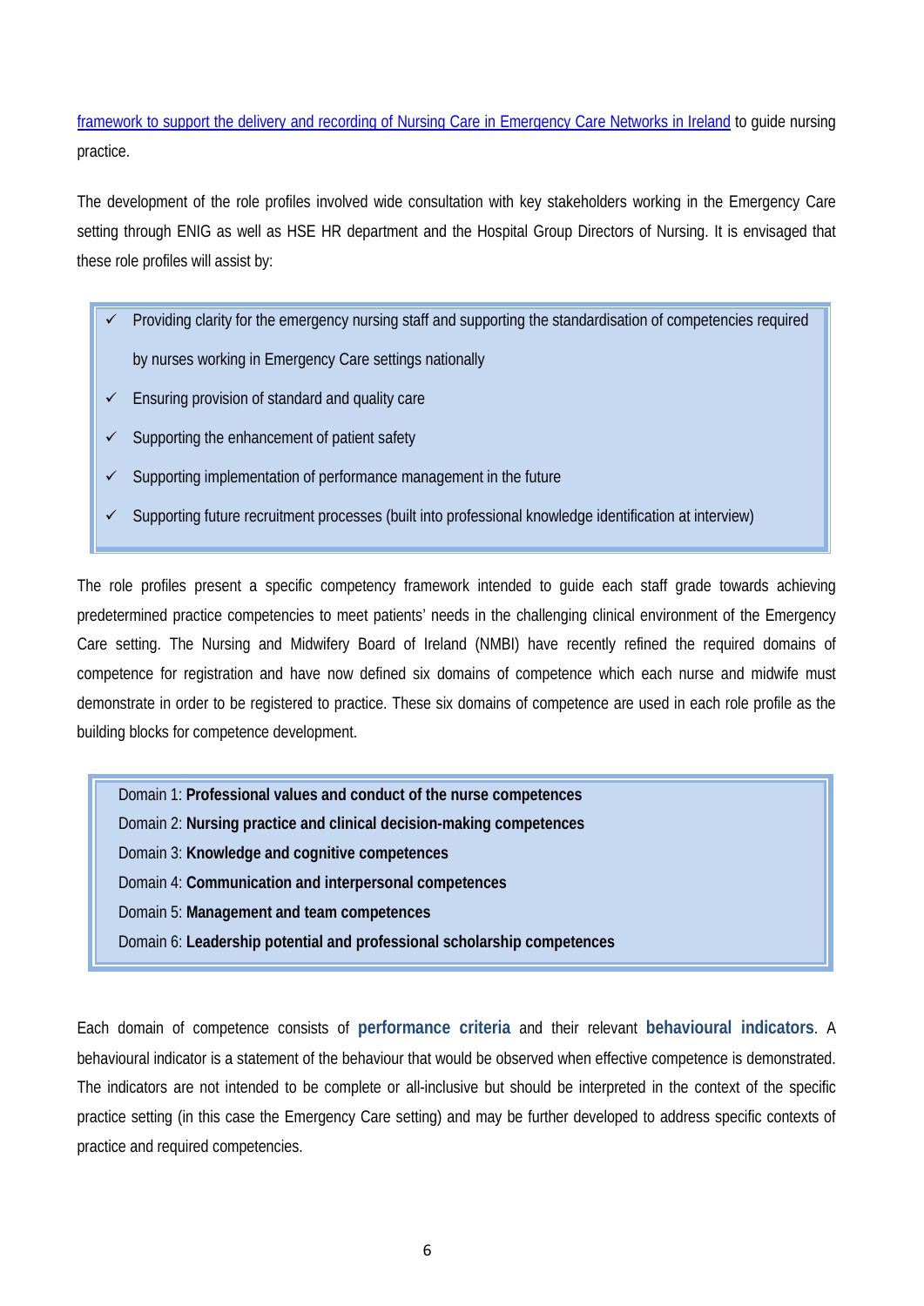[framework to support the delivery and recording of Nursing Care in Emergency Care Networks in Ireland]() to guide nursing practice.

The development of the role profiles involved wide consultation with key stakeholders working in the Emergency Care setting through ENIG as well as HSE HR department and the Hospital Group Directors of Nursing. It is envisaged that these role profiles will assist by:

- ✓ Providing clarity for the emergency nursing staff and supporting the standardisation of competencies required by nurses working in Emergency Care settings nationally
- ✓ Ensuring provision of standard and quality care
- ✓ Supporting the enhancement of patient safety
- ✓ Supporting implementation of performance management in the future
- ✓ Supporting future recruitment processes (built into professional knowledge identification at interview)

The role profiles present a specific competency framework intended to guide each staff grade towards achieving predetermined practice competencies to meet patients' needs in the challenging clinical environment of the Emergency Care setting. The Nursing and Midwifery Board of Ireland (NMBI) have recently refined the required domains of competence for registration and have now defined six domains of competence which each nurse and midwife must demonstrate in order to be registered to practice. These six domains of competence are used in each role profile as the building blocks for competence development.

Domain 1: **Professional values and conduct of the nurse competences**
Domain 2: **Nursing practice and clinical decision-making competences**
Domain 3: **Knowledge and cognitive competences**
Domain 4: **Communication and interpersonal competences**
Domain 5: **Management and team competences**
Domain 6: **Leadership potential and professional scholarship competences**

Each domain of competence consists of **performance criteria** and their relevant **behavioural indicators**. A behavioural indicator is a statement of the behaviour that would be observed when effective competence is demonstrated. The indicators are not intended to be complete or all-inclusive but should be interpreted in the context of the specific practice setting (in this case the Emergency Care setting) and may be further developed to address specific contexts of practice and required competencies.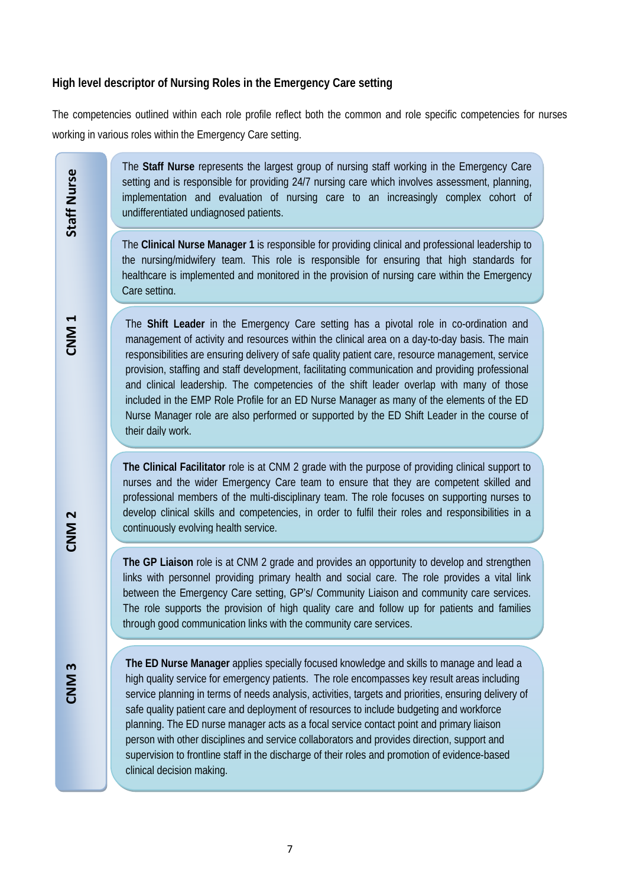**High level descriptor of Nursing Roles in the Emergency Care setting**

The competencies outlined within each role profile reflect both the common and role specific competencies for nurses working in various roles within the Emergency Care setting.

**Staff Nurse**

The **Staff Nurse** represents the largest group of nursing staff working in the Emergency Care setting and is responsible for providing 24/7 nursing care which involves assessment, planning, implementation and evaluation of nursing care to an increasingly complex cohort of undifferentiated undiagnosed patients.

**CNM 1**

The **Clinical Nurse Manager 1** is responsible for providing clinical and professional leadership to the nursing/midwifery team. This role is responsible for ensuring that high standards for healthcare is implemented and monitored in the provision of nursing care within the Emergency Care setting.

The **Shift Leader** in the Emergency Care setting has a pivotal role in co-ordination and management of activity and resources within the clinical area on a day-to-day basis. The main responsibilities are ensuring delivery of safe quality patient care, resource management, service provision, staffing and staff development, facilitating communication and providing professional and clinical leadership. The competencies of the shift leader overlap with many of those included in the EMP Role Profile for an ED Nurse Manager as many of the elements of the ED Nurse Manager role are also performed or supported by the ED Shift Leader in the course of their daily work.

**CNM 2**

**The Clinical Facilitator** role is at CNM 2 grade with the purpose of providing clinical support to nurses and the wider Emergency Care team to ensure that they are competent skilled and professional members of the multi-disciplinary team. The role focuses on supporting nurses to develop clinical skills and competencies, in order to fulfil their roles and responsibilities in a continuously evolving health service.

**The GP Liaison** role is at CNM 2 grade and provides an opportunity to develop and strengthen links with personnel providing primary health and social care. The role provides a vital link between the Emergency Care setting, GP's/ Community Liaison and community care services. The role supports the provision of high quality care and follow up for patients and families through good communication links with the community care services.

**CNM 3**

**The ED Nurse Manager** applies specially focused knowledge and skills to manage and lead a high quality service for emergency patients. The role encompasses key result areas including service planning in terms of needs analysis, activities, targets and priorities, ensuring delivery of safe quality patient care and deployment of resources to include budgeting and workforce planning. The ED nurse manager acts as a focal service contact point and primary liaison person with other disciplines and service collaborators and provides direction, support and supervision to frontline staff in the discharge of their roles and promotion of evidence-based clinical decision making.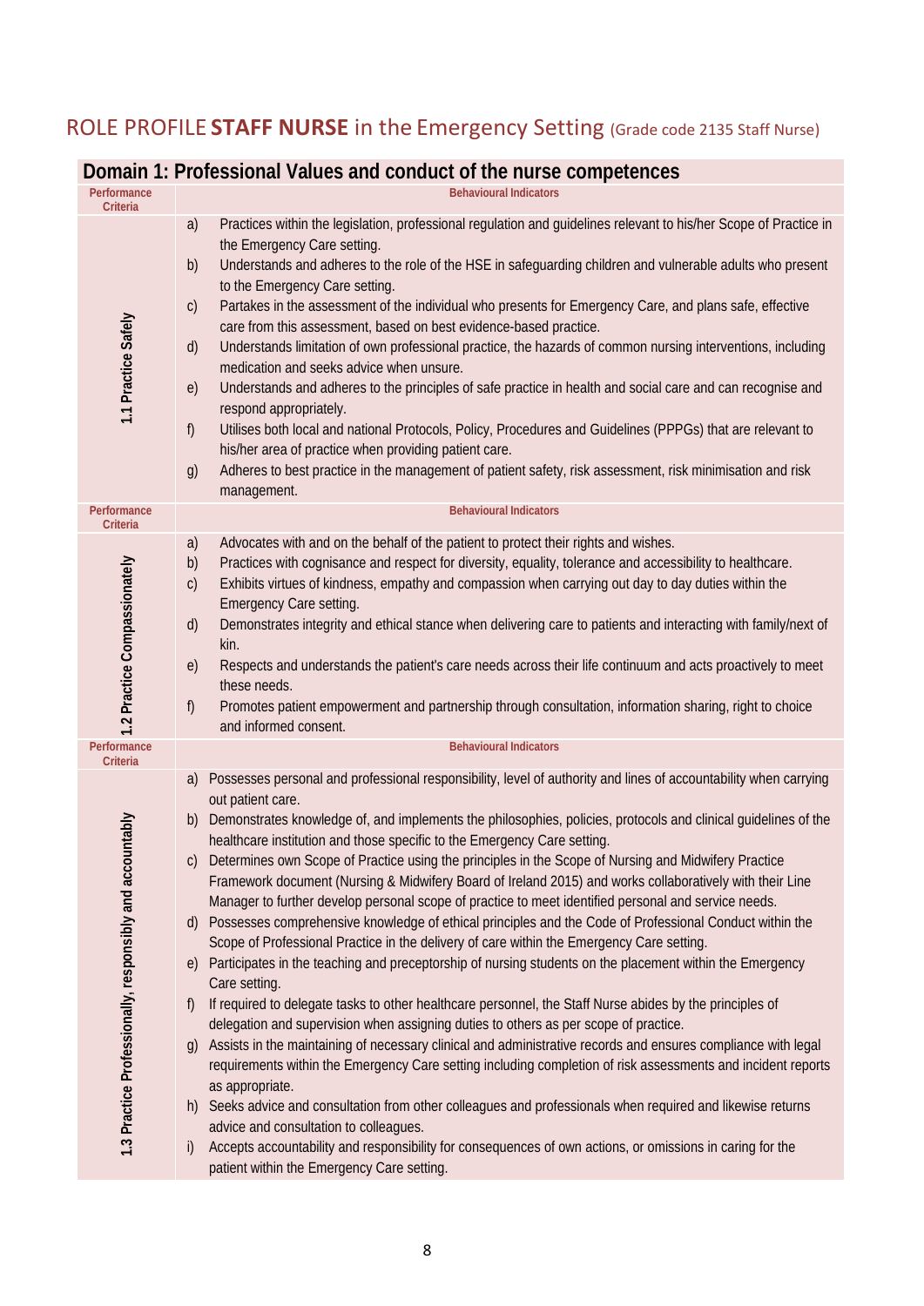# ROLE PROFILE **STAFF NURSE** in the Emergency Setting (Grade code 2135 Staff Nurse)

## Domain 1: Professional Values and conduct of the nurse competences

| Performance Criteria | Behavioural Indicators |
|---|---|
| 1.1 Practice Safely | a) Practices within the legislation, professional regulation and guidelines relevant to his/her Scope of Practice in the Emergency Care setting.<br>b) Understands and adheres to the role of the HSE in safeguarding children and vulnerable adults who present to the Emergency Care setting.<br>c) Partakes in the assessment of the individual who presents for Emergency Care, and plans safe, effective care from this assessment, based on best evidence-based practice.<br>d) Understands limitation of own professional practice, the hazards of common nursing interventions, including medication and seeks advice when unsure.<br>e) Understands and adheres to the principles of safe practice in health and social care and can recognise and respond appropriately.<br>f) Utilises both local and national Protocols, Policy, Procedures and Guidelines (PPPGs) that are relevant to his/her area of practice when providing patient care.<br>g) Adheres to best practice in the management of patient safety, risk assessment, risk minimisation and risk management. |

| Performance Criteria | Behavioural Indicators |
|---|---|
| 1.2 Practice Compassionately | a) Advocates with and on the behalf of the patient to protect their rights and wishes.<br>b) Practices with cognisance and respect for diversity, equality, tolerance and accessibility to healthcare.<br>c) Exhibits virtues of kindness, empathy and compassion when carrying out day to day duties within the Emergency Care setting.<br>d) Demonstrates integrity and ethical stance when delivering care to patients and interacting with family/next of kin.<br>e) Respects and understands the patient's care needs across their life continuum and acts proactively to meet these needs.<br>f) Promotes patient empowerment and partnership through consultation, information sharing, right to choice and informed consent. |

| Performance Criteria | Behavioural Indicators |
|---|---|
| 1.3 Practice Professionally, responsibly and accountably | a) Possesses personal and professional responsibility, level of authority and lines of accountability when carrying out patient care.<br>b) Demonstrates knowledge of, and implements the philosophies, policies, protocols and clinical guidelines of the healthcare institution and those specific to the Emergency Care setting.<br>c) Determines own Scope of Practice using the principles in the Scope of Nursing and Midwifery Practice Framework document (Nursing & Midwifery Board of Ireland 2015) and works collaboratively with their Line Manager to further develop personal scope of practice to meet identified personal and service needs.<br>d) Possesses comprehensive knowledge of ethical principles and the Code of Professional Conduct within the Scope of Professional Practice in the delivery of care within the Emergency Care setting.<br>e) Participates in the teaching and preceptorship of nursing students on the placement within the Emergency Care setting.<br>f) If required to delegate tasks to other healthcare personnel, the Staff Nurse abides by the principles of delegation and supervision when assigning duties to others as per scope of practice.<br>g) Assists in the maintaining of necessary clinical and administrative records and ensures compliance with legal requirements within the Emergency Care setting including completion of risk assessments and incident reports as appropriate.<br>h) Seeks advice and consultation from other colleagues and professionals when required and likewise returns advice and consultation to colleagues.<br>i) Accepts accountability and responsibility for consequences of own actions, or omissions in caring for the patient within the Emergency Care setting. |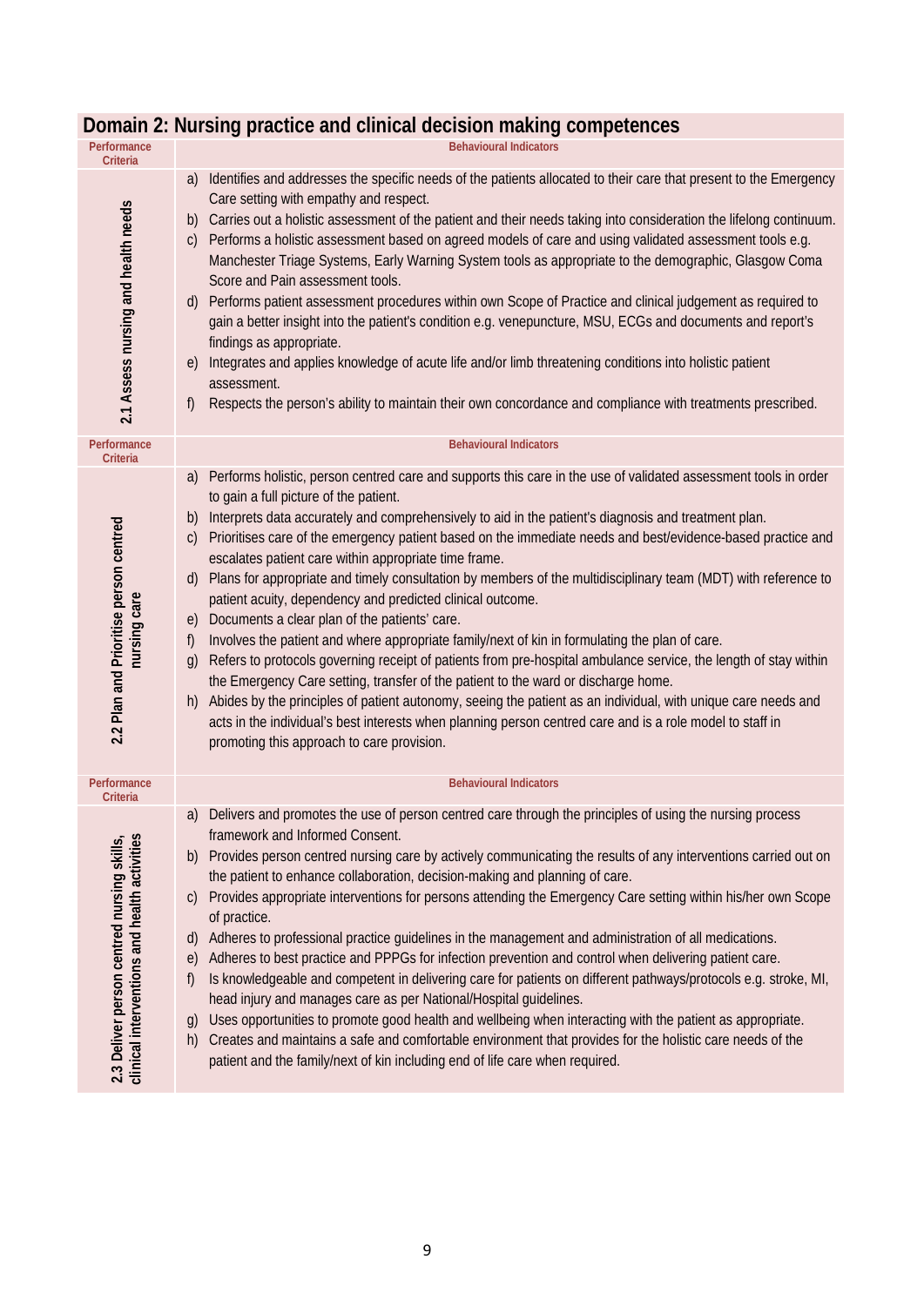## Domain 2: Nursing practice and clinical decision making competences

| Performance Criteria | Behavioural Indicators |
|---|---|
| 2.1 Assess nursing and health needs | a) Identifies and addresses the specific needs of the patients allocated to their care that present to the Emergency Care setting with empathy and respect.<br>b) Carries out a holistic assessment of the patient and their needs taking into consideration the lifelong continuum.<br>c) Performs a holistic assessment based on agreed models of care and using validated assessment tools e.g. Manchester Triage Systems, Early Warning System tools as appropriate to the demographic, Glasgow Coma Score and Pain assessment tools.<br>d) Performs patient assessment procedures within own Scope of Practice and clinical judgement as required to gain a better insight into the patient's condition e.g. venepuncture, MSU, ECGs and documents and report's findings as appropriate.<br>e) Integrates and applies knowledge of acute life and/or limb threatening conditions into holistic patient assessment.<br>f) Respects the person's ability to maintain their own concordance and compliance with treatments prescribed. |

| Performance Criteria | Behavioural Indicators |
|---|---|
| 2.2 Plan and Prioritise person centred nursing care | a) Performs holistic, person centred care and supports this care in the use of validated assessment tools in order to gain a full picture of the patient.<br>b) Interprets data accurately and comprehensively to aid in the patient's diagnosis and treatment plan.<br>c) Prioritises care of the emergency patient based on the immediate needs and best/evidence-based practice and escalates patient care within appropriate time frame.<br>d) Plans for appropriate and timely consultation by members of the multidisciplinary team (MDT) with reference to patient acuity, dependency and predicted clinical outcome.<br>e) Documents a clear plan of the patients' care.<br>f) Involves the patient and where appropriate family/next of kin in formulating the plan of care.<br>g) Refers to protocols governing receipt of patients from pre-hospital ambulance service, the length of stay within the Emergency Care setting, transfer of the patient to the ward or discharge home.<br>h) Abides by the principles of patient autonomy, seeing the patient as an individual, with unique care needs and acts in the individual's best interests when planning person centred care and is a role model to staff in promoting this approach to care provision. |

| Performance Criteria | Behavioural Indicators |
|---|---|
| 2.3 Deliver person centred nursing skills, clinical interventions and health activities | a) Delivers and promotes the use of person centred care through the principles of using the nursing process framework and Informed Consent.<br>b) Provides person centred nursing care by actively communicating the results of any interventions carried out on the patient to enhance collaboration, decision-making and planning of care.<br>c) Provides appropriate interventions for persons attending the Emergency Care setting within his/her own Scope of practice.<br>d) Adheres to professional practice guidelines in the management and administration of all medications.<br>e) Adheres to best practice and PPPGs for infection prevention and control when delivering patient care.<br>f) Is knowledgeable and competent in delivering care for patients on different pathways/protocols e.g. stroke, MI, head injury and manages care as per National/Hospital guidelines.<br>g) Uses opportunities to promote good health and wellbeing when interacting with the patient as appropriate.<br>h) Creates and maintains a safe and comfortable environment that provides for the holistic care needs of the patient and the family/next of kin including end of life care when required. |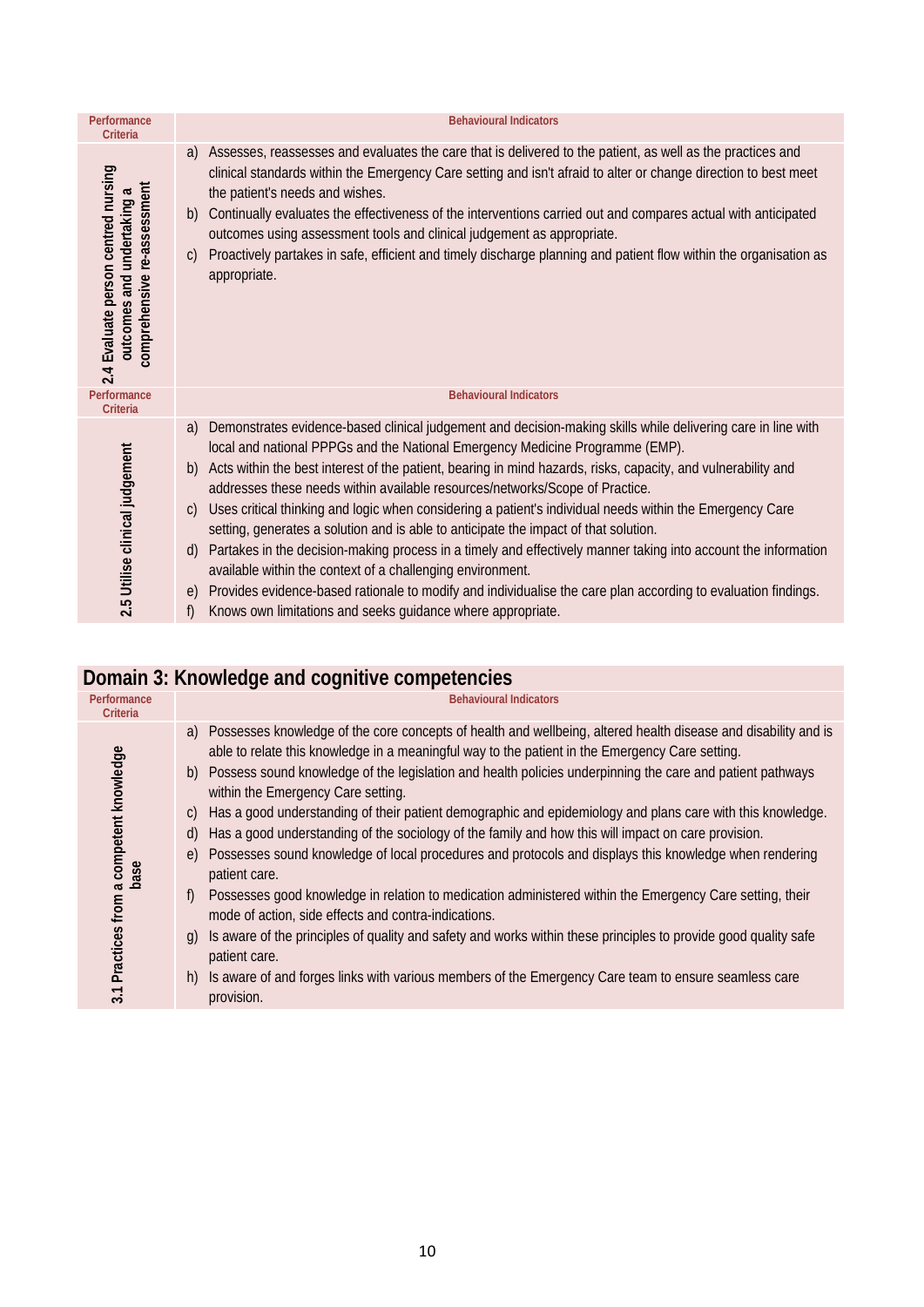| Performance Criteria | Behavioural Indicators |
|---|---|
| 2.4 Evaluate person centred nursing outcomes and undertaking a comprehensive re-assessment | a) Assesses, reassesses and evaluates the care that is delivered to the patient, as well as the practices and clinical standards within the Emergency Care setting and isn't afraid to alter or change direction to best meet the patient's needs and wishes.<br>b) Continually evaluates the effectiveness of the interventions carried out and compares actual with anticipated outcomes using assessment tools and clinical judgement as appropriate.<br>c) Proactively partakes in safe, efficient and timely discharge planning and patient flow within the organisation as appropriate. |

| Performance Criteria | Behavioural Indicators |
|---|---|
| 2.5 Utilise clinical judgement | a) Demonstrates evidence-based clinical judgement and decision-making skills while delivering care in line with local and national PPPGs and the National Emergency Medicine Programme (EMP).<br>b) Acts within the best interest of the patient, bearing in mind hazards, risks, capacity, and vulnerability and addresses these needs within available resources/networks/Scope of Practice.<br>c) Uses critical thinking and logic when considering a patient's individual needs within the Emergency Care setting, generates a solution and is able to anticipate the impact of that solution.<br>d) Partakes in the decision-making process in a timely and effectively manner taking into account the information available within the context of a challenging environment.<br>e) Provides evidence-based rationale to modify and individualise the care plan according to evaluation findings.<br>f) Knows own limitations and seeks guidance where appropriate. |

## Domain 3: Knowledge and cognitive competencies

| Performance Criteria | Behavioural Indicators |
|---|---|
| 3.1 Practices from a competent knowledge base | a) Possesses knowledge of the core concepts of health and wellbeing, altered health disease and disability and is able to relate this knowledge in a meaningful way to the patient in the Emergency Care setting.<br>b) Possess sound knowledge of the legislation and health policies underpinning the care and patient pathways within the Emergency Care setting.<br>c) Has a good understanding of their patient demographic and epidemiology and plans care with this knowledge.<br>d) Has a good understanding of the sociology of the family and how this will impact on care provision.<br>e) Possesses sound knowledge of local procedures and protocols and displays this knowledge when rendering patient care.<br>f) Possesses good knowledge in relation to medication administered within the Emergency Care setting, their mode of action, side effects and contra-indications.<br>g) Is aware of the principles of quality and safety and works within these principles to provide good quality safe patient care.<br>h) Is aware of and forges links with various members of the Emergency Care team to ensure seamless care provision. |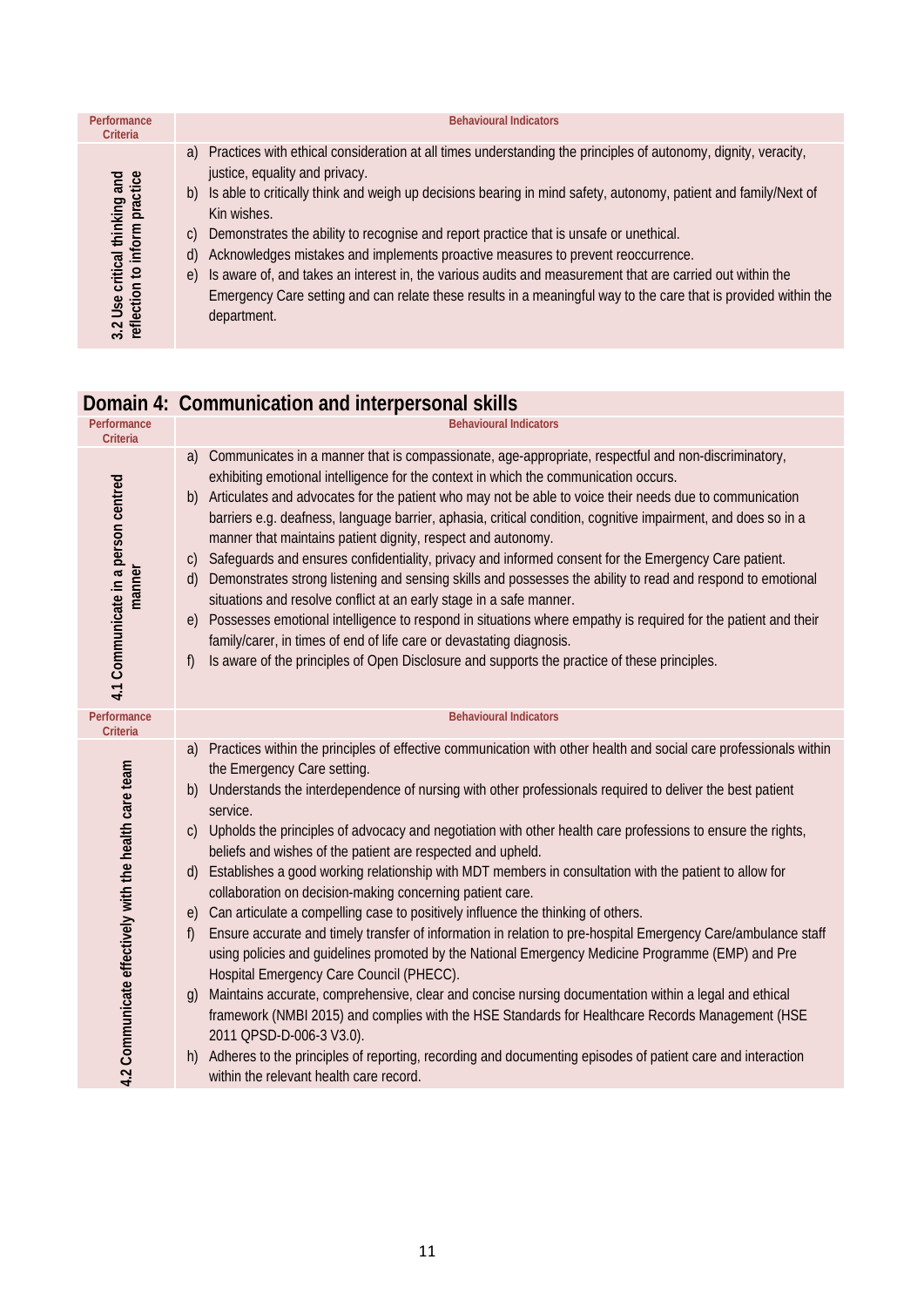| Performance Criteria | Behavioural Indicators |
|---|---|
| 3.2 Use critical thinking and reflection to inform practice | a) Practices with ethical consideration at all times understanding the principles of autonomy, dignity, veracity, justice, equality and privacy.<br>b) Is able to critically think and weigh up decisions bearing in mind safety, autonomy, patient and family/Next of Kin wishes.<br>c) Demonstrates the ability to recognise and report practice that is unsafe or unethical.<br>d) Acknowledges mistakes and implements proactive measures to prevent reoccurrence.<br>e) Is aware of, and takes an interest in, the various audits and measurement that are carried out within the Emergency Care setting and can relate these results in a meaningful way to the care that is provided within the department. |

## Domain 4: Communication and interpersonal skills

| Performance Criteria | Behavioural Indicators |
|---|---|
| 4.1 Communicate in a person centred manner | a) Communicates in a manner that is compassionate, age-appropriate, respectful and non-discriminatory, exhibiting emotional intelligence for the context in which the communication occurs.<br>b) Articulates and advocates for the patient who may not be able to voice their needs due to communication barriers e.g. deafness, language barrier, aphasia, critical condition, cognitive impairment, and does so in a manner that maintains patient dignity, respect and autonomy.<br>c) Safeguards and ensures confidentiality, privacy and informed consent for the Emergency Care patient.<br>d) Demonstrates strong listening and sensing skills and possesses the ability to read and respond to emotional situations and resolve conflict at an early stage in a safe manner.<br>e) Possesses emotional intelligence to respond in situations where empathy is required for the patient and their family/carer, in times of end of life care or devastating diagnosis.<br>f) Is aware of the principles of Open Disclosure and supports the practice of these principles. |

| Performance Criteria | Behavioural Indicators |
|---|---|
| 4.2 Communicate effectively with the health care team | a) Practices within the principles of effective communication with other health and social care professionals within the Emergency Care setting.<br>b) Understands the interdependence of nursing with other professionals required to deliver the best patient service.<br>c) Upholds the principles of advocacy and negotiation with other health care professions to ensure the rights, beliefs and wishes of the patient are respected and upheld.<br>d) Establishes a good working relationship with MDT members in consultation with the patient to allow for collaboration on decision-making concerning patient care.<br>e) Can articulate a compelling case to positively influence the thinking of others.<br>f) Ensure accurate and timely transfer of information in relation to pre-hospital Emergency Care/ambulance staff using policies and guidelines promoted by the National Emergency Medicine Programme (EMP) and Pre Hospital Emergency Care Council (PHECC).<br>g) Maintains accurate, comprehensive, clear and concise nursing documentation within a legal and ethical framework (NMBI 2015) and complies with the HSE Standards for Healthcare Records Management (HSE 2011 QPSD-D-006-3 V3.0).<br>h) Adheres to the principles of reporting, recording and documenting episodes of patient care and interaction within the relevant health care record. |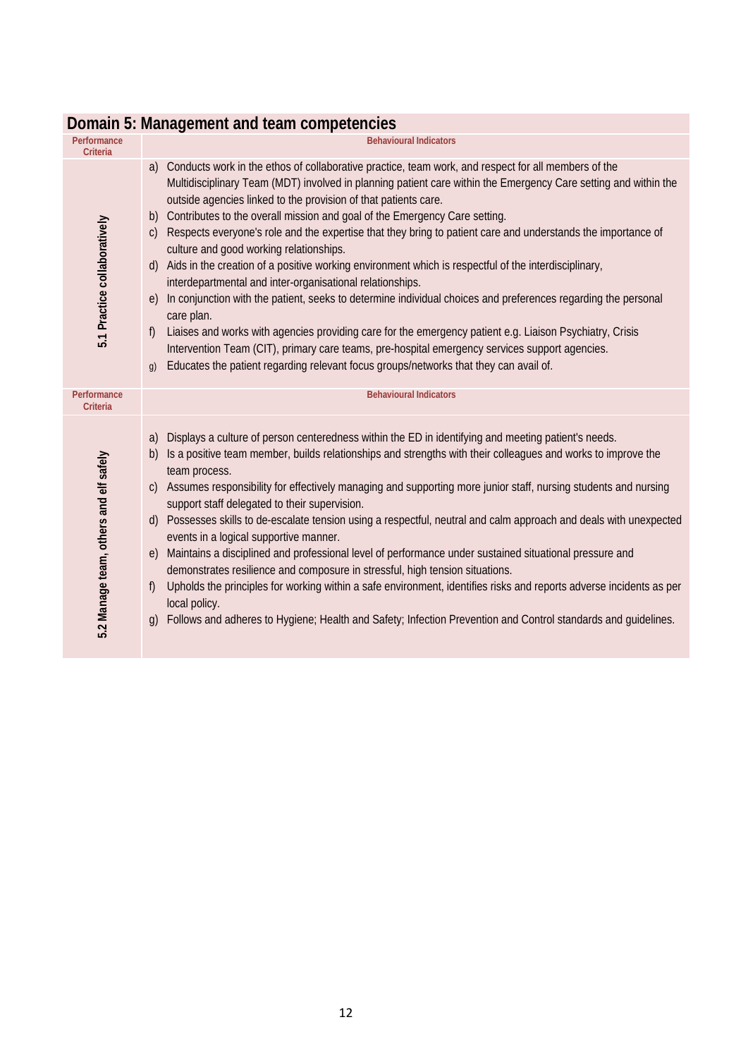## Domain 5: Management and team competencies

| Performance Criteria | Behavioural Indicators |
|---|---|
| 5.1 Practice collaboratively | a) Conducts work in the ethos of collaborative practice, team work, and respect for all members of the Multidisciplinary Team (MDT) involved in planning patient care within the Emergency Care setting and within the outside agencies linked to the provision of that patients care.<br>b) Contributes to the overall mission and goal of the Emergency Care setting.<br>c) Respects everyone's role and the expertise that they bring to patient care and understands the importance of culture and good working relationships.<br>d) Aids in the creation of a positive working environment which is respectful of the interdisciplinary, interdepartmental and inter-organisational relationships.<br>e) In conjunction with the patient, seeks to determine individual choices and preferences regarding the personal care plan.<br>f) Liaises and works with agencies providing care for the emergency patient e.g. Liaison Psychiatry, Crisis Intervention Team (CIT), primary care teams, pre-hospital emergency services support agencies.<br>g) Educates the patient regarding relevant focus groups/networks that they can avail of. |

| Performance Criteria | Behavioural Indicators |
|---|---|
| 5.2 Manage team, others and elf safely | a) Displays a culture of person centeredness within the ED in identifying and meeting patient's needs.<br>b) Is a positive team member, builds relationships and strengths with their colleagues and works to improve the team process.<br>c) Assumes responsibility for effectively managing and supporting more junior staff, nursing students and nursing support staff delegated to their supervision.<br>d) Possesses skills to de-escalate tension using a respectful, neutral and calm approach and deals with unexpected events in a logical supportive manner.<br>e) Maintains a disciplined and professional level of performance under sustained situational pressure and demonstrates resilience and composure in stressful, high tension situations.<br>f) Upholds the principles for working within a safe environment, identifies risks and reports adverse incidents as per local policy.<br>g) Follows and adheres to Hygiene; Health and Safety; Infection Prevention and Control standards and guidelines. |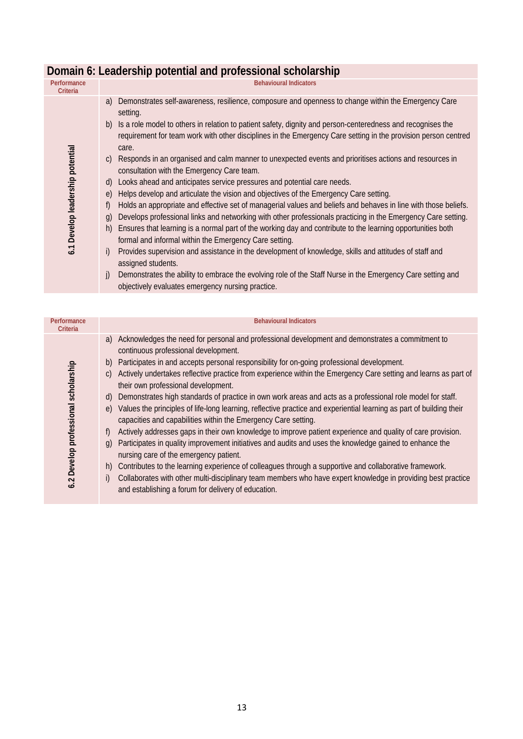## Domain 6: Leadership potential and professional scholarship

| Performance Criteria | Behavioural Indicators |
|---|---|
| 6.1 Develop leadership potential | a) Demonstrates self-awareness, resilience, composure and openness to change within the Emergency Care setting.<br>b) Is a role model to others in relation to patient safety, dignity and person-centeredness and recognises the requirement for team work with other disciplines in the Emergency Care setting in the provision person centred care.<br>c) Responds in an organised and calm manner to unexpected events and prioritises actions and resources in consultation with the Emergency Care team.<br>d) Looks ahead and anticipates service pressures and potential care needs.<br>e) Helps develop and articulate the vision and objectives of the Emergency Care setting.<br>f) Holds an appropriate and effective set of managerial values and beliefs and behaves in line with those beliefs.<br>g) Develops professional links and networking with other professionals practicing in the Emergency Care setting.<br>h) Ensures that learning is a normal part of the working day and contribute to the learning opportunities both formal and informal within the Emergency Care setting.<br>i) Provides supervision and assistance in the development of knowledge, skills and attitudes of staff and assigned students.<br>j) Demonstrates the ability to embrace the evolving role of the Staff Nurse in the Emergency Care setting and objectively evaluates emergency nursing practice. |

| Performance Criteria | Behavioural Indicators |
|---|---|
| 6.2 Develop professional scholarship | a) Acknowledges the need for personal and professional development and demonstrates a commitment to continuous professional development.<br>b) Participates in and accepts personal responsibility for on-going professional development.<br>c) Actively undertakes reflective practice from experience within the Emergency Care setting and learns as part of their own professional development.<br>d) Demonstrates high standards of practice in own work areas and acts as a professional role model for staff.<br>e) Values the principles of life-long learning, reflective practice and experiential learning as part of building their capacities and capabilities within the Emergency Care setting.<br>f) Actively addresses gaps in their own knowledge to improve patient experience and quality of care provision.<br>g) Participates in quality improvement initiatives and audits and uses the knowledge gained to enhance the nursing care of the emergency patient.<br>h) Contributes to the learning experience of colleagues through a supportive and collaborative framework.<br>i) Collaborates with other multi-disciplinary team members who have expert knowledge in providing best practice and establishing a forum for delivery of education. |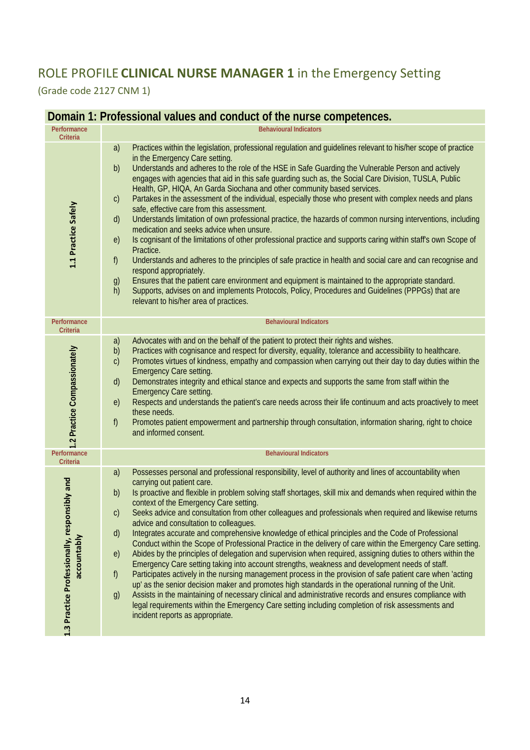## ROLE PROFILE **CLINICAL NURSE MANAGER 1** in the Emergency Setting

(Grade code 2127 CNM 1)

| **Domain 1: Professional values and conduct of the nurse competences.** | |
|---|---|
| **Performance Criteria** | **Behavioural Indicators** |
| **1.1 Practice Safely** | a) Practices within the legislation, professional regulation and guidelines relevant to his/her scope of practice in the Emergency Care setting.<br>b) Understands and adheres to the role of the HSE in Safe Guarding the Vulnerable Person and actively engages with agencies that aid in this safe guarding such as, the Social Care Division, TUSLA, Public Health, GP, HIQA, An Garda Siochana and other community based services.<br>c) Partakes in the assessment of the individual, especially those who present with complex needs and plans safe, effective care from this assessment.<br>d) Understands limitation of own professional practice, the hazards of common nursing interventions, including medication and seeks advice when unsure.<br>e) Is cognisant of the limitations of other professional practice and supports caring within staff's own Scope of Practice.<br>f) Understands and adheres to the principles of safe practice in health and social care and can recognise and respond appropriately.<br>g) Ensures that the patient care environment and equipment is maintained to the appropriate standard.<br>h) Supports, advises on and implements Protocols, Policy, Procedures and Guidelines (PPPGs) that are relevant to his/her area of practices. |
| **Performance Criteria** | **Behavioural Indicators** |
| **1.2 Practice Compassionately** | a) Advocates with and on the behalf of the patient to protect their rights and wishes.<br>b) Practices with cognisance and respect for diversity, equality, tolerance and accessibility to healthcare.<br>c) Promotes virtues of kindness, empathy and compassion when carrying out their day to day duties within the Emergency Care setting.<br>d) Demonstrates integrity and ethical stance and expects and supports the same from staff within the Emergency Care setting.<br>e) Respects and understands the patient's care needs across their life continuum and acts proactively to meet these needs.<br>f) Promotes patient empowerment and partnership through consultation, information sharing, right to choice and informed consent. |
| **Performance Criteria** | **Behavioural Indicators** |
| **1.3 Practice Professionally, responsibly and accountably** | a) Possesses personal and professional responsibility, level of authority and lines of accountability when carrying out patient care.<br>b) Is proactive and flexible in problem solving staff shortages, skill mix and demands when required within the context of the Emergency Care setting.<br>c) Seeks advice and consultation from other colleagues and professionals when required and likewise returns advice and consultation to colleagues.<br>d) Integrates accurate and comprehensive knowledge of ethical principles and the Code of Professional Conduct within the Scope of Professional Practice in the delivery of care within the Emergency Care setting.<br>e) Abides by the principles of delegation and supervision when required, assigning duties to others within the Emergency Care setting taking into account strengths, weakness and development needs of staff.<br>f) Participates actively in the nursing management process in the provision of safe patient care when 'acting up' as the senior decision maker and promotes high standards in the operational running of the Unit.<br>g) Assists in the maintaining of necessary clinical and administrative records and ensures compliance with legal requirements within the Emergency Care setting including completion of risk assessments and incident reports as appropriate. |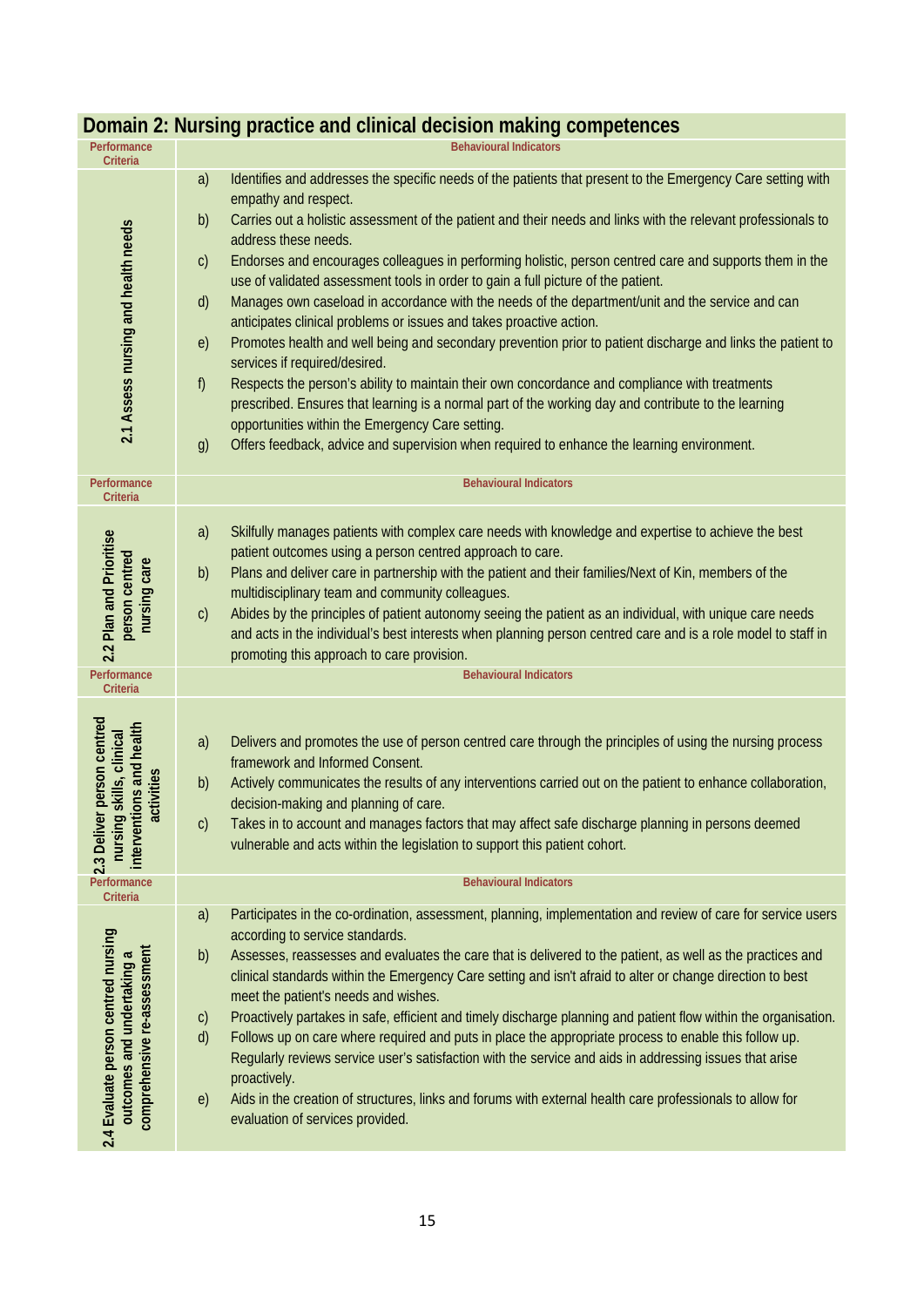## Domain 2: Nursing practice and clinical decision making competences

| Performance Criteria | Behavioural Indicators |
|---|---|
| 2.1 Assess nursing and health needs | a) Identifies and addresses the specific needs of the patients that present to the Emergency Care setting with empathy and respect.<br>b) Carries out a holistic assessment of the patient and their needs and links with the relevant professionals to address these needs.<br>c) Endorses and encourages colleagues in performing holistic, person centred care and supports them in the use of validated assessment tools in order to gain a full picture of the patient.<br>d) Manages own caseload in accordance with the needs of the department/unit and the service and can anticipates clinical problems or issues and takes proactive action.<br>e) Promotes health and well being and secondary prevention prior to patient discharge and links the patient to services if required/desired.<br>f) Respects the person's ability to maintain their own concordance and compliance with treatments prescribed. Ensures that learning is a normal part of the working day and contribute to the learning opportunities within the Emergency Care setting.<br>g) Offers feedback, advice and supervision when required to enhance the learning environment. |
| **Performance Criteria** | **Behavioural Indicators** |
| 2.2 Plan and Prioritise person centred nursing care | a) Skilfully manages patients with complex care needs with knowledge and expertise to achieve the best patient outcomes using a person centred approach to care.<br>b) Plans and deliver care in partnership with the patient and their families/Next of Kin, members of the multidisciplinary team and community colleagues.<br>c) Abides by the principles of patient autonomy seeing the patient as an individual, with unique care needs and acts in the individual's best interests when planning person centred care and is a role model to staff in promoting this approach to care provision. |
| **Performance Criteria** | **Behavioural Indicators** |
| 2.3 Deliver person centred nursing skills, clinical interventions and health activities | a) Delivers and promotes the use of person centred care through the principles of using the nursing process framework and Informed Consent.<br>b) Actively communicates the results of any interventions carried out on the patient to enhance collaboration, decision-making and planning of care.<br>c) Takes in to account and manages factors that may affect safe discharge planning in persons deemed vulnerable and acts within the legislation to support this patient cohort. |
| **Performance Criteria** | **Behavioural Indicators** |
| 2.4 Evaluate person centred nursing outcomes and undertaking a comprehensive re-assessment | a) Participates in the co-ordination, assessment, planning, implementation and review of care for service users according to service standards.<br>b) Assesses, reassesses and evaluates the care that is delivered to the patient, as well as the practices and clinical standards within the Emergency Care setting and isn't afraid to alter or change direction to best meet the patient's needs and wishes.<br>c) Proactively partakes in safe, efficient and timely discharge planning and patient flow within the organisation.<br>d) Follows up on care where required and puts in place the appropriate process to enable this follow up. Regularly reviews service user's satisfaction with the service and aids in addressing issues that arise proactively.<br>e) Aids in the creation of structures, links and forums with external health care professionals to allow for evaluation of services provided. |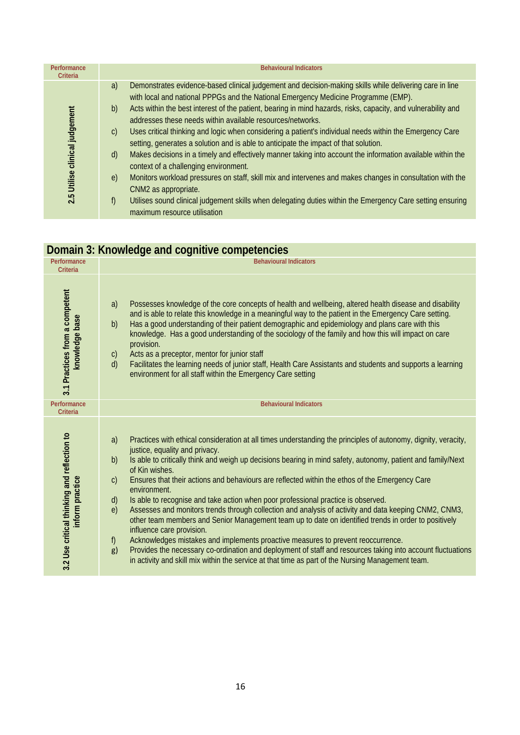| Performance Criteria | Behavioural Indicators |
|---|---|
| 2.5 Utilise clinical judgement | a) Demonstrates evidence-based clinical judgement and decision-making skills while delivering care in line with local and national PPPGs and the National Emergency Medicine Programme (EMP).<br>b) Acts within the best interest of the patient, bearing in mind hazards, risks, capacity, and vulnerability and addresses these needs within available resources/networks.<br>c) Uses critical thinking and logic when considering a patient's individual needs within the Emergency Care setting, generates a solution and is able to anticipate the impact of that solution.<br>d) Makes decisions in a timely and effectively manner taking into account the information available within the context of a challenging environment.<br>e) Monitors workload pressures on staff, skill mix and intervenes and makes changes in consultation with the CNM2 as appropriate.<br>f) Utilises sound clinical judgement skills when delegating duties within the Emergency Care setting ensuring maximum resource utilisation |

## Domain 3: Knowledge and cognitive competencies

| Performance Criteria | Behavioural Indicators |
|---|---|
| 3.1 Practices from a competent knowledge base | a) Possesses knowledge of the core concepts of health and wellbeing, altered health disease and disability and is able to relate this knowledge in a meaningful way to the patient in the Emergency Care setting.<br>b) Has a good understanding of their patient demographic and epidemiology and plans care with this knowledge. Has a good understanding of the sociology of the family and how this will impact on care provision.<br>c) Acts as a preceptor, mentor for junior staff<br>d) Facilitates the learning needs of junior staff, Health Care Assistants and students and supports a learning environment for all staff within the Emergency Care setting |

| Performance Criteria | Behavioural Indicators |
|---|---|
| 3.2 Use critical thinking and reflection to inform practice | a) Practices with ethical consideration at all times understanding the principles of autonomy, dignity, veracity, justice, equality and privacy.<br>b) Is able to critically think and weigh up decisions bearing in mind safety, autonomy, patient and family/Next of Kin wishes.<br>c) Ensures that their actions and behaviours are reflected within the ethos of the Emergency Care environment.<br>d) Is able to recognise and take action when poor professional practice is observed.<br>e) Assesses and monitors trends through collection and analysis of activity and data keeping CNM2, CNM3, other team members and Senior Management team up to date on identified trends in order to positively influence care provision.<br>f) Acknowledges mistakes and implements proactive measures to prevent reoccurrence.<br>g) Provides the necessary co-ordination and deployment of staff and resources taking into account fluctuations in activity and skill mix within the service at that time as part of the Nursing Management team. |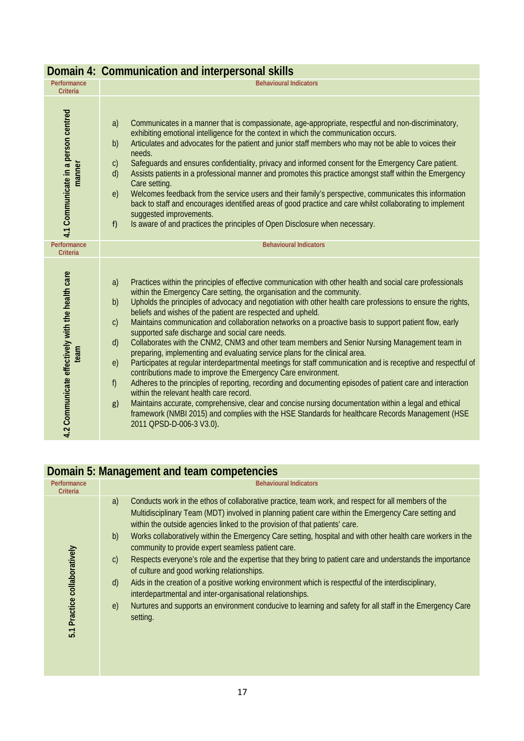## Domain 4: Communication and interpersonal skills

| Performance Criteria | Behavioural Indicators |
|---|---|
| 4.1 Communicate in a person centred manner | a) Communicates in a manner that is compassionate, age-appropriate, respectful and non-discriminatory, exhibiting emotional intelligence for the context in which the communication occurs.<br>b) Articulates and advocates for the patient and junior staff members who may not be able to voices their needs.<br>c) Safeguards and ensures confidentiality, privacy and informed consent for the Emergency Care patient.<br>d) Assists patients in a professional manner and promotes this practice amongst staff within the Emergency Care setting.<br>e) Welcomes feedback from the service users and their family's perspective, communicates this information back to staff and encourages identified areas of good practice and care whilst collaborating to implement suggested improvements.<br>f) Is aware of and practices the principles of Open Disclosure when necessary. |

| Performance Criteria | Behavioural Indicators |
|---|---|
| 4.2 Communicate effectively with the health care team | a) Practices within the principles of effective communication with other health and social care professionals within the Emergency Care setting, the organisation and the community.<br>b) Upholds the principles of advocacy and negotiation with other health care professions to ensure the rights, beliefs and wishes of the patient are respected and upheld.<br>c) Maintains communication and collaboration networks on a proactive basis to support patient flow, early supported safe discharge and social care needs.<br>d) Collaborates with the CNM2, CNM3 and other team members and Senior Nursing Management team in preparing, implementing and evaluating service plans for the clinical area.<br>e) Participates at regular interdepartmental meetings for staff communication and is receptive and respectful of contributions made to improve the Emergency Care environment.<br>f) Adheres to the principles of reporting, recording and documenting episodes of patient care and interaction within the relevant health care record.<br>g) Maintains accurate, comprehensive, clear and concise nursing documentation within a legal and ethical framework (NMBI 2015) and complies with the HSE Standards for healthcare Records Management (HSE 2011 QPSD-D-006-3 V3.0). |

## Domain 5: Management and team competencies

| Performance Criteria | Behavioural Indicators |
|---|---|
| 5.1 Practice collaboratively | a) Conducts work in the ethos of collaborative practice, team work, and respect for all members of the Multidisciplinary Team (MDT) involved in planning patient care within the Emergency Care setting and within the outside agencies linked to the provision of that patients' care.<br>b) Works collaboratively within the Emergency Care setting, hospital and with other health care workers in the community to provide expert seamless patient care.<br>c) Respects everyone's role and the expertise that they bring to patient care and understands the importance of culture and good working relationships.<br>d) Aids in the creation of a positive working environment which is respectful of the interdisciplinary, interdepartmental and inter-organisational relationships.<br>e) Nurtures and supports an environment conducive to learning and safety for all staff in the Emergency Care setting. |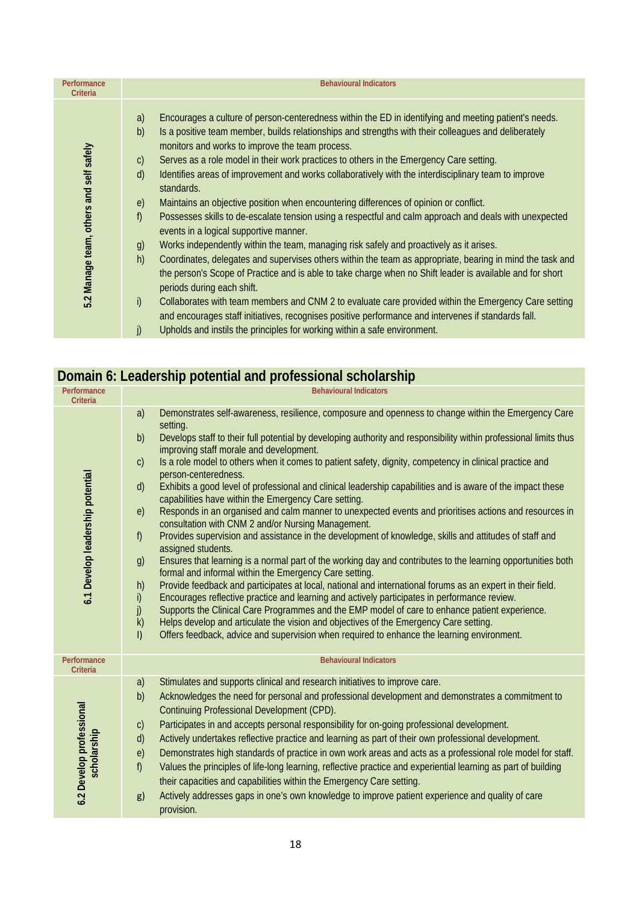| Performance Criteria | Behavioural Indicators |
|---|---|
| 5.2 Manage team, others and self safely | a) Encourages a culture of person-centeredness within the ED in identifying and meeting patient's needs.<br>b) Is a positive team member, builds relationships and strengths with their colleagues and deliberately monitors and works to improve the team process.<br>c) Serves as a role model in their work practices to others in the Emergency Care setting.<br>d) Identifies areas of improvement and works collaboratively with the interdisciplinary team to improve standards.<br>e) Maintains an objective position when encountering differences of opinion or conflict.<br>f) Possesses skills to de-escalate tension using a respectful and calm approach and deals with unexpected events in a logical supportive manner.<br>g) Works independently within the team, managing risk safely and proactively as it arises.<br>h) Coordinates, delegates and supervises others within the team as appropriate, bearing in mind the task and the person's Scope of Practice and is able to take charge when no Shift leader is available and for short periods during each shift.<br>i) Collaborates with team members and CNM 2 to evaluate care provided within the Emergency Care setting and encourages staff initiatives, recognises positive performance and intervenes if standards fall.<br>j) Upholds and instils the principles for working within a safe environment. |

## Domain 6: Leadership potential and professional scholarship

| Performance Criteria | Behavioural Indicators |
|---|---|
| 6.1 Develop leadership potential | a) Demonstrates self-awareness, resilience, composure and openness to change within the Emergency Care setting.<br>b) Develops staff to their full potential by developing authority and responsibility within professional limits thus improving staff morale and development.<br>c) Is a role model to others when it comes to patient safety, dignity, competency in clinical practice and person-centeredness.<br>d) Exhibits a good level of professional and clinical leadership capabilities and is aware of the impact these capabilities have within the Emergency Care setting.<br>e) Responds in an organised and calm manner to unexpected events and prioritises actions and resources in consultation with CNM 2 and/or Nursing Management.<br>f) Provides supervision and assistance in the development of knowledge, skills and attitudes of staff and assigned students.<br>g) Ensures that learning is a normal part of the working day and contributes to the learning opportunities both formal and informal within the Emergency Care setting.<br>h) Provide feedback and participates at local, national and international forums as an expert in their field.<br>i) Encourages reflective practice and learning and actively participates in performance review.<br>j) Supports the Clinical Care Programmes and the EMP model of care to enhance patient experience.<br>k) Helps develop and articulate the vision and objectives of the Emergency Care setting.<br>l) Offers feedback, advice and supervision when required to enhance the learning environment. |

| Performance Criteria | Behavioural Indicators |
|---|---|
| 6.2 Develop professional scholarship | a) Stimulates and supports clinical and research initiatives to improve care.<br>b) Acknowledges the need for personal and professional development and demonstrates a commitment to Continuing Professional Development (CPD).<br>c) Participates in and accepts personal responsibility for on-going professional development.<br>d) Actively undertakes reflective practice and learning as part of their own professional development.<br>e) Demonstrates high standards of practice in own work areas and acts as a professional role model for staff.<br>f) Values the principles of life-long learning, reflective practice and experiential learning as part of building their capacities and capabilities within the Emergency Care setting.<br>g) Actively addresses gaps in one's own knowledge to improve patient experience and quality of care provision. |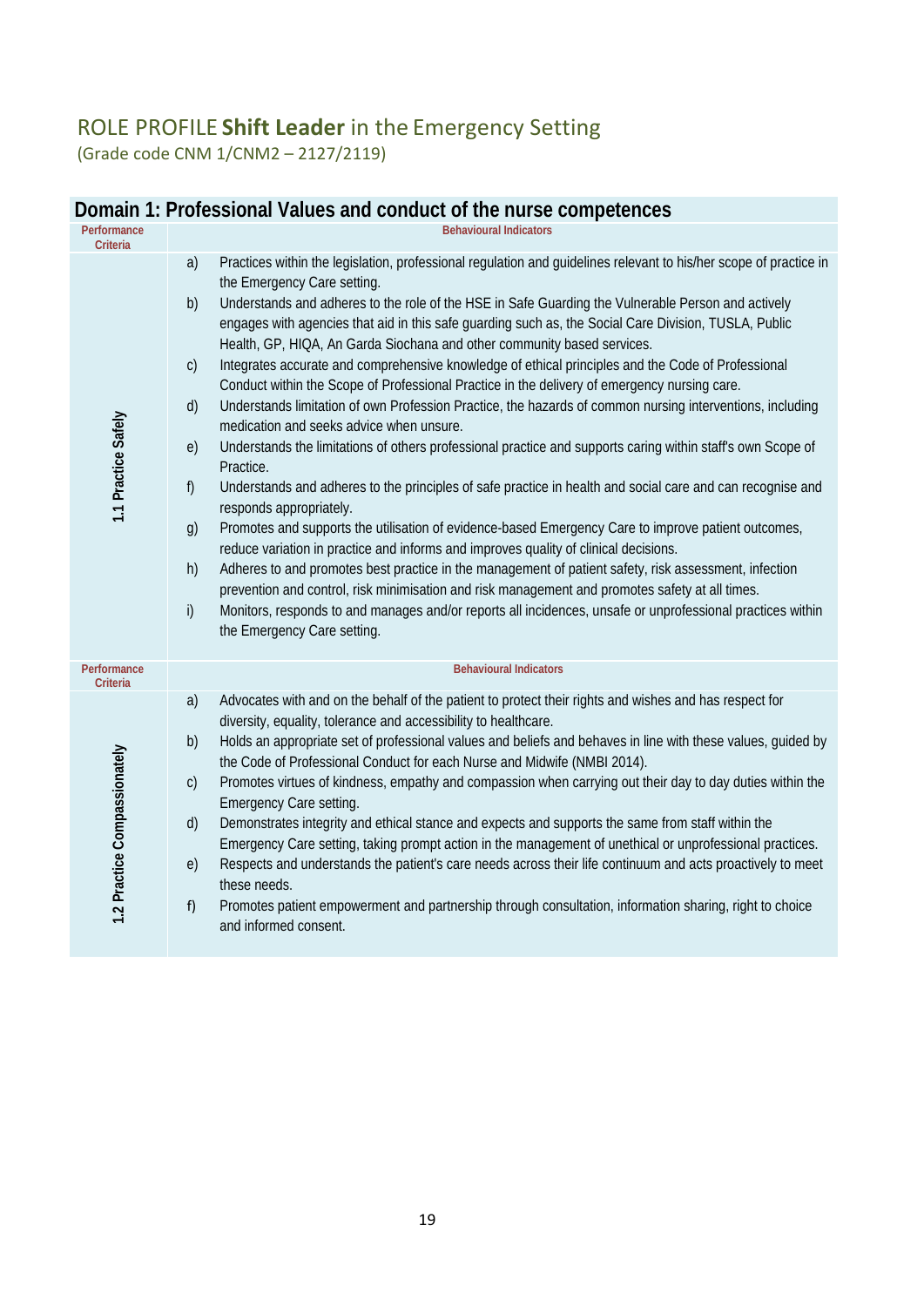# ROLE PROFILE **Shift Leader** in the Emergency Setting

(Grade code CNM 1/CNM2 – 2127/2119)

## Domain 1: Professional Values and conduct of the nurse competences

| Performance Criteria | Behavioural Indicators |
|---|---|
| 1.1 Practice Safely | a) Practices within the legislation, professional regulation and guidelines relevant to his/her scope of practice in the Emergency Care setting.<br>b) Understands and adheres to the role of the HSE in Safe Guarding the Vulnerable Person and actively engages with agencies that aid in this safe guarding such as, the Social Care Division, TUSLA, Public Health, GP, HIQA, An Garda Siochana and other community based services.<br>c) Integrates accurate and comprehensive knowledge of ethical principles and the Code of Professional Conduct within the Scope of Professional Practice in the delivery of emergency nursing care.<br>d) Understands limitation of own Profession Practice, the hazards of common nursing interventions, including medication and seeks advice when unsure.<br>e) Understands the limitations of others professional practice and supports caring within staff's own Scope of Practice.<br>f) Understands and adheres to the principles of safe practice in health and social care and can recognise and responds appropriately.<br>g) Promotes and supports the utilisation of evidence-based Emergency Care to improve patient outcomes, reduce variation in practice and informs and improves quality of clinical decisions.<br>h) Adheres to and promotes best practice in the management of patient safety, risk assessment, infection prevention and control, risk minimisation and risk management and promotes safety at all times.<br>i) Monitors, responds to and manages and/or reports all incidences, unsafe or unprofessional practices within the Emergency Care setting. |

| Performance Criteria | Behavioural Indicators |
|---|---|
| 1.2 Practice Compassionately | a) Advocates with and on the behalf of the patient to protect their rights and wishes and has respect for diversity, equality, tolerance and accessibility to healthcare.<br>b) Holds an appropriate set of professional values and beliefs and behaves in line with these values, guided by the Code of Professional Conduct for each Nurse and Midwife (NMBI 2014).<br>c) Promotes virtues of kindness, empathy and compassion when carrying out their day to day duties within the Emergency Care setting.<br>d) Demonstrates integrity and ethical stance and expects and supports the same from staff within the Emergency Care setting, taking prompt action in the management of unethical or unprofessional practices.<br>e) Respects and understands the patient's care needs across their life continuum and acts proactively to meet these needs.<br>f) Promotes patient empowerment and partnership through consultation, information sharing, right to choice and informed consent. |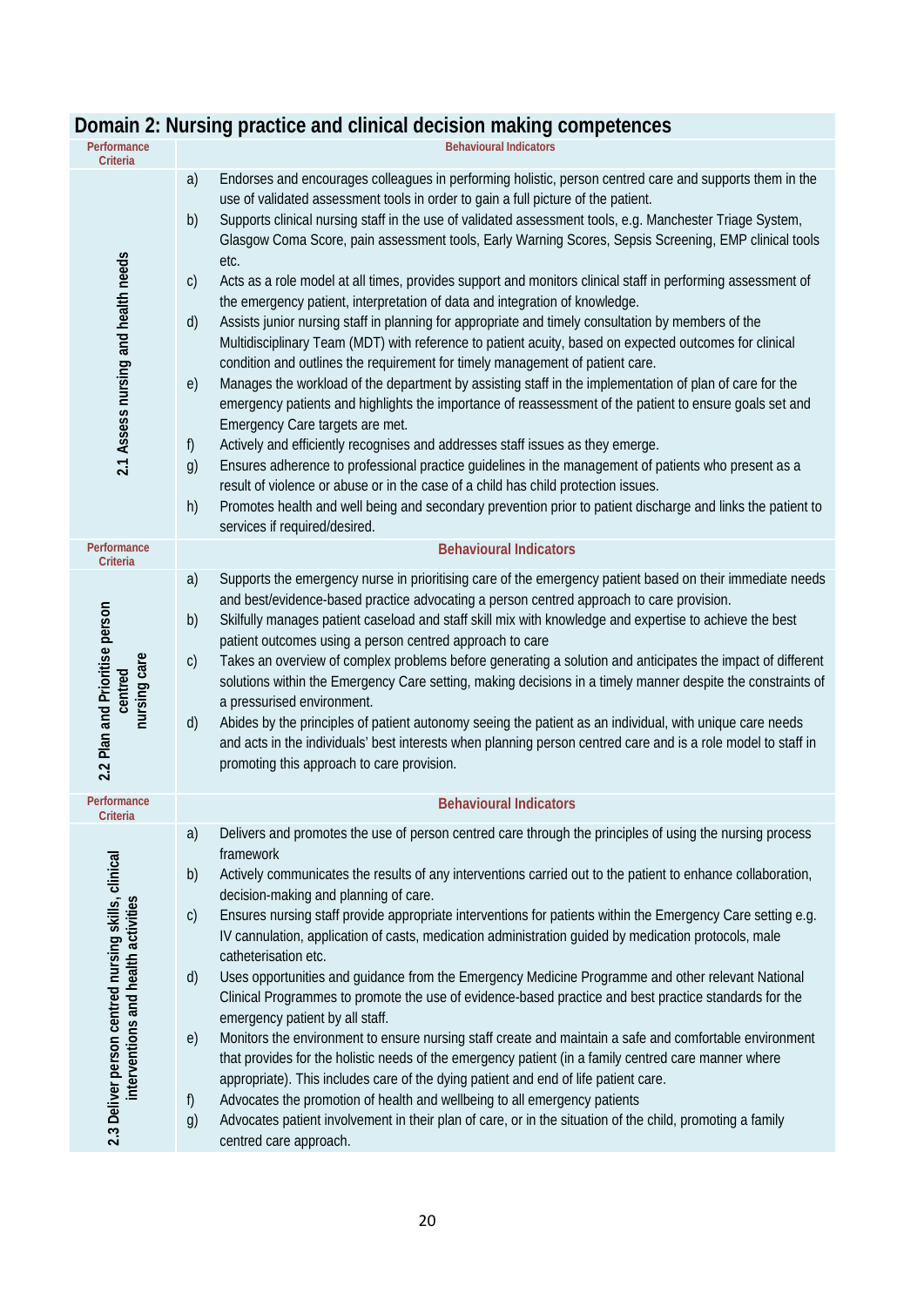## Domain 2: Nursing practice and clinical decision making competences

| Performance Criteria | Behavioural Indicators |
|---|---|
| 2.1 Assess nursing and health needs | a) Endorses and encourages colleagues in performing holistic, person centred care and supports them in the use of validated assessment tools in order to gain a full picture of the patient.<br>b) Supports clinical nursing staff in the use of validated assessment tools, e.g. Manchester Triage System, Glasgow Coma Score, pain assessment tools, Early Warning Scores, Sepsis Screening, EMP clinical tools etc.<br>c) Acts as a role model at all times, provides support and monitors clinical staff in performing assessment of the emergency patient, interpretation of data and integration of knowledge.<br>d) Assists junior nursing staff in planning for appropriate and timely consultation by members of the Multidisciplinary Team (MDT) with reference to patient acuity, based on expected outcomes for clinical condition and outlines the requirement for timely management of patient care.<br>e) Manages the workload of the department by assisting staff in the implementation of plan of care for the emergency patients and highlights the importance of reassessment of the patient to ensure goals set and Emergency Care targets are met.<br>f) Actively and efficiently recognises and addresses staff issues as they emerge.<br>g) Ensures adherence to professional practice guidelines in the management of patients who present as a result of violence or abuse or in the case of a child has child protection issues.<br>h) Promotes health and well being and secondary prevention prior to patient discharge and links the patient to services if required/desired. |
| **Performance Criteria** | **Behavioural Indicators** |
| 2.2 Plan and Prioritise person centred nursing care | a) Supports the emergency nurse in prioritising care of the emergency patient based on their immediate needs and best/evidence-based practice advocating a person centred approach to care provision.<br>b) Skilfully manages patient caseload and staff skill mix with knowledge and expertise to achieve the best patient outcomes using a person centred approach to care<br>c) Takes an overview of complex problems before generating a solution and anticipates the impact of different solutions within the Emergency Care setting, making decisions in a timely manner despite the constraints of a pressurised environment.<br>d) Abides by the principles of patient autonomy seeing the patient as an individual, with unique care needs and acts in the individuals' best interests when planning person centred care and is a role model to staff in promoting this approach to care provision. |
| **Performance Criteria** | **Behavioural Indicators** |
| 2.3 Deliver person centred nursing skills, clinical interventions and health activities | a) Delivers and promotes the use of person centred care through the principles of using the nursing process framework<br>b) Actively communicates the results of any interventions carried out to the patient to enhance collaboration, decision-making and planning of care.<br>c) Ensures nursing staff provide appropriate interventions for patients within the Emergency Care setting e.g. IV cannulation, application of casts, medication administration guided by medication protocols, male catheterisation etc.<br>d) Uses opportunities and guidance from the Emergency Medicine Programme and other relevant National Clinical Programmes to promote the use of evidence-based practice and best practice standards for the emergency patient by all staff.<br>e) Monitors the environment to ensure nursing staff create and maintain a safe and comfortable environment that provides for the holistic needs of the emergency patient (in a family centred care manner where appropriate). This includes care of the dying patient and end of life patient care.<br>f) Advocates the promotion of health and wellbeing to all emergency patients<br>g) Advocates patient involvement in their plan of care, or in the situation of the child, promoting a family centred care approach. |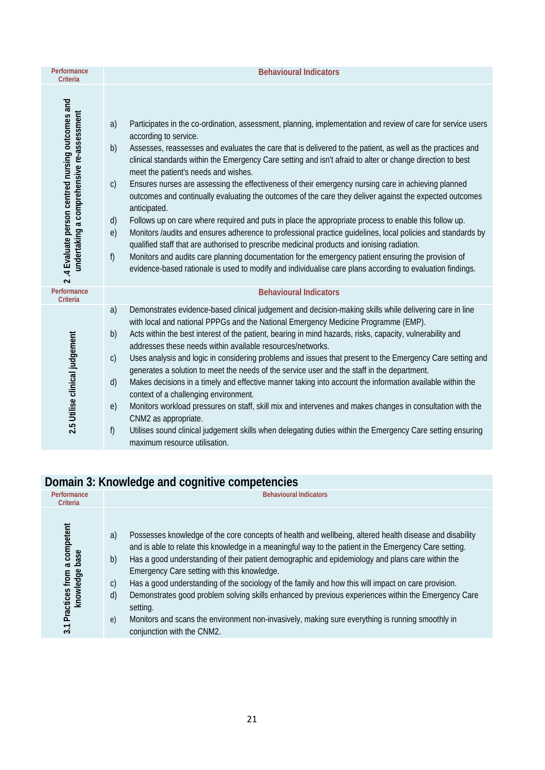| Performance Criteria | Behavioural Indicators |
|---|---|
| 2.4 Evaluate person centred nursing outcomes and undertaking a comprehensive re-assessment | a) Participates in the co-ordination, assessment, planning, implementation and review of care for service users according to service.<br>b) Assesses, reassesses and evaluates the care that is delivered to the patient, as well as the practices and clinical standards within the Emergency Care setting and isn't afraid to alter or change direction to best meet the patient's needs and wishes.<br>c) Ensures nurses are assessing the effectiveness of their emergency nursing care in achieving planned outcomes and continually evaluating the outcomes of the care they deliver against the expected outcomes anticipated.<br>d) Follows up on care where required and puts in place the appropriate process to enable this follow up.<br>e) Monitors /audits and ensures adherence to professional practice guidelines, local policies and standards by qualified staff that are authorised to prescribe medicinal products and ionising radiation.<br>f) Monitors and audits care planning documentation for the emergency patient ensuring the provision of evidence-based rationale is used to modify and individualise care plans according to evaluation findings. |

| Performance Criteria | Behavioural Indicators |
|---|---|
| 2.5 Utilise clinical judgement | a) Demonstrates evidence-based clinical judgement and decision-making skills while delivering care in line with local and national PPPGs and the National Emergency Medicine Programme (EMP).<br>b) Acts within the best interest of the patient, bearing in mind hazards, risks, capacity, vulnerability and addresses these needs within available resources/networks.<br>c) Uses analysis and logic in considering problems and issues that present to the Emergency Care setting and generates a solution to meet the needs of the service user and the staff in the department.<br>d) Makes decisions in a timely and effective manner taking into account the information available within the context of a challenging environment.<br>e) Monitors workload pressures on staff, skill mix and intervenes and makes changes in consultation with the CNM2 as appropriate.<br>f) Utilises sound clinical judgement skills when delegating duties within the Emergency Care setting ensuring maximum resource utilisation. |

## Domain 3: Knowledge and cognitive competencies

| Performance Criteria | Behavioural Indicators |
|---|---|
| 3.1 Practices from a competent knowledge base | a) Possesses knowledge of the core concepts of health and wellbeing, altered health disease and disability and is able to relate this knowledge in a meaningful way to the patient in the Emergency Care setting.<br>b) Has a good understanding of their patient demographic and epidemiology and plans care within the Emergency Care setting with this knowledge.<br>c) Has a good understanding of the sociology of the family and how this will impact on care provision.<br>d) Demonstrates good problem solving skills enhanced by previous experiences within the Emergency Care setting.<br>e) Monitors and scans the environment non-invasively, making sure everything is running smoothly in conjunction with the CNM2. |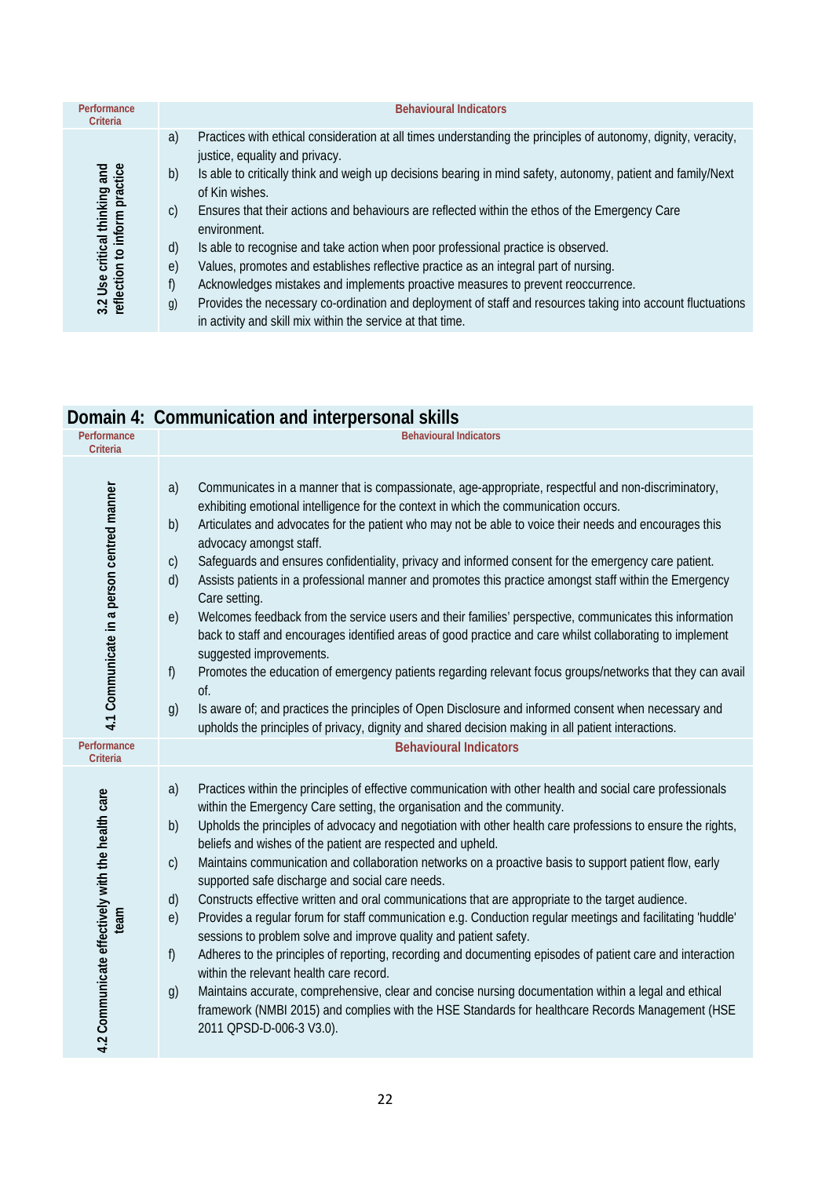| Performance Criteria | Behavioural Indicators |
|---|---|
| 3.2 Use critical thinking and reflection to inform practice | a) Practices with ethical consideration at all times understanding the principles of autonomy, dignity, veracity, justice, equality and privacy.<br>b) Is able to critically think and weigh up decisions bearing in mind safety, autonomy, patient and family/Next of Kin wishes.<br>c) Ensures that their actions and behaviours are reflected within the ethos of the Emergency Care environment.<br>d) Is able to recognise and take action when poor professional practice is observed.<br>e) Values, promotes and establishes reflective practice as an integral part of nursing.<br>f) Acknowledges mistakes and implements proactive measures to prevent reoccurrence.<br>g) Provides the necessary co-ordination and deployment of staff and resources taking into account fluctuations in activity and skill mix within the service at that time. |

## Domain 4: Communication and interpersonal skills

| Performance Criteria | Behavioural Indicators |
|---|---|
| 4.1 Communicate in a person centred manner | a) Communicates in a manner that is compassionate, age-appropriate, respectful and non-discriminatory, exhibiting emotional intelligence for the context in which the communication occurs.<br>b) Articulates and advocates for the patient who may not be able to voice their needs and encourages this advocacy amongst staff.<br>c) Safeguards and ensures confidentiality, privacy and informed consent for the emergency care patient.<br>d) Assists patients in a professional manner and promotes this practice amongst staff within the Emergency Care setting.<br>e) Welcomes feedback from the service users and their families' perspective, communicates this information back to staff and encourages identified areas of good practice and care whilst collaborating to implement suggested improvements.<br>f) Promotes the education of emergency patients regarding relevant focus groups/networks that they can avail of.<br>g) Is aware of; and practices the principles of Open Disclosure and informed consent when necessary and upholds the principles of privacy, dignity and shared decision making in all patient interactions. |

| Performance Criteria | Behavioural Indicators |
|---|---|
| 4.2 Communicate effectively with the health care team | a) Practices within the principles of effective communication with other health and social care professionals within the Emergency Care setting, the organisation and the community.<br>b) Upholds the principles of advocacy and negotiation with other health care professions to ensure the rights, beliefs and wishes of the patient are respected and upheld.<br>c) Maintains communication and collaboration networks on a proactive basis to support patient flow, early supported safe discharge and social care needs.<br>d) Constructs effective written and oral communications that are appropriate to the target audience.<br>e) Provides a regular forum for staff communication e.g. Conduction regular meetings and facilitating 'huddle' sessions to problem solve and improve quality and patient safety.<br>f) Adheres to the principles of reporting, recording and documenting episodes of patient care and interaction within the relevant health care record.<br>g) Maintains accurate, comprehensive, clear and concise nursing documentation within a legal and ethical framework (NMBI 2015) and complies with the HSE Standards for healthcare Records Management (HSE 2011 QPSD-D-006-3 V3.0). |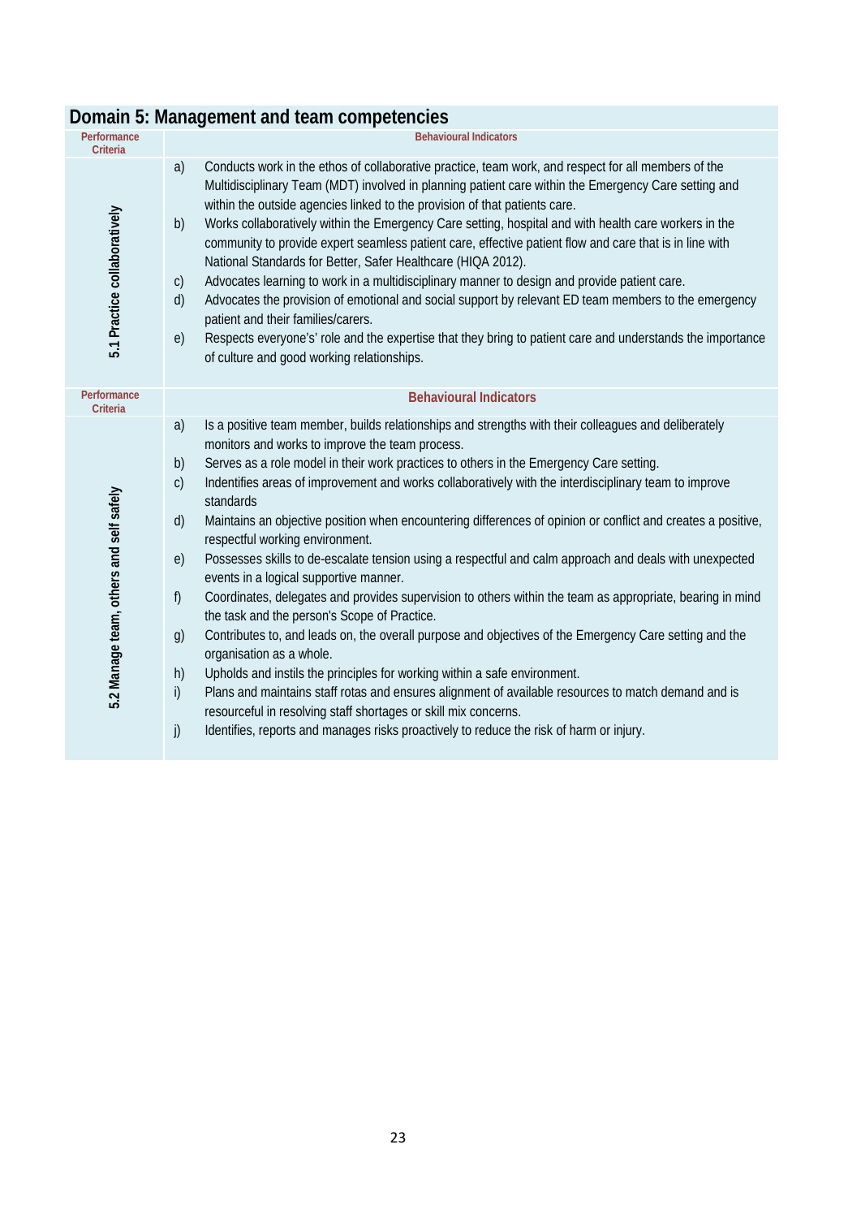## Domain 5: Management and team competencies

| Performance Criteria | Behavioural Indicators |
| --- | --- |
| 5.1 Practice collaboratively | a) Conducts work in the ethos of collaborative practice, team work, and respect for all members of the Multidisciplinary Team (MDT) involved in planning patient care within the Emergency Care setting and within the outside agencies linked to the provision of that patients care.<br>b) Works collaboratively within the Emergency Care setting, hospital and with health care workers in the community to provide expert seamless patient care, effective patient flow and care that is in line with National Standards for Better, Safer Healthcare (HIQA 2012).<br>c) Advocates learning to work in a multidisciplinary manner to design and provide patient care.<br>d) Advocates the provision of emotional and social support by relevant ED team members to the emergency patient and their families/carers.<br>e) Respects everyone's' role and the expertise that they bring to patient care and understands the importance of culture and good working relationships. |

| Performance Criteria | Behavioural Indicators |
| --- | --- |
| 5.2 Manage team, others and self safely | a) Is a positive team member, builds relationships and strengths with their colleagues and deliberately monitors and works to improve the team process.<br>b) Serves as a role model in their work practices to others in the Emergency Care setting.<br>c) Indentifies areas of improvement and works collaboratively with the interdisciplinary team to improve standards<br>d) Maintains an objective position when encountering differences of opinion or conflict and creates a positive, respectful working environment.<br>e) Possesses skills to de-escalate tension using a respectful and calm approach and deals with unexpected events in a logical supportive manner.<br>f) Coordinates, delegates and provides supervision to others within the team as appropriate, bearing in mind the task and the person's Scope of Practice.<br>g) Contributes to, and leads on, the overall purpose and objectives of the Emergency Care setting and the organisation as a whole.<br>h) Upholds and instils the principles for working within a safe environment.<br>i) Plans and maintains staff rotas and ensures alignment of available resources to match demand and is resourceful in resolving staff shortages or skill mix concerns.<br>j) Identifies, reports and manages risks proactively to reduce the risk of harm or injury. |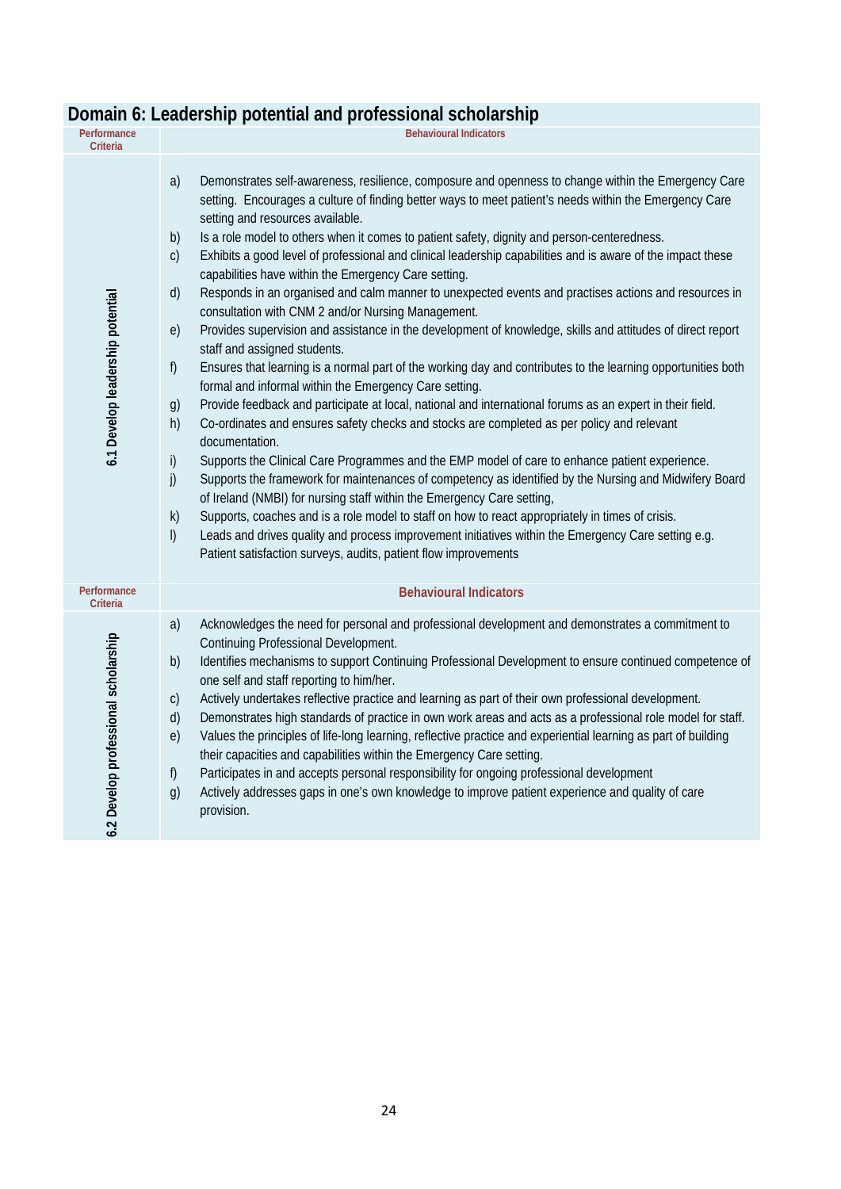## Domain 6: Leadership potential and professional scholarship

| Performance Criteria | Behavioural Indicators |
|---|---|
| 6.1 Develop leadership potential | a) Demonstrates self-awareness, resilience, composure and openness to change within the Emergency Care setting. Encourages a culture of finding better ways to meet patient's needs within the Emergency Care setting and resources available.<br>b) Is a role model to others when it comes to patient safety, dignity and person-centeredness.<br>c) Exhibits a good level of professional and clinical leadership capabilities and is aware of the impact these capabilities have within the Emergency Care setting.<br>d) Responds in an organised and calm manner to unexpected events and practises actions and resources in consultation with CNM 2 and/or Nursing Management.<br>e) Provides supervision and assistance in the development of knowledge, skills and attitudes of direct report staff and assigned students.<br>f) Ensures that learning is a normal part of the working day and contributes to the learning opportunities both formal and informal within the Emergency Care setting.<br>g) Provide feedback and participate at local, national and international forums as an expert in their field.<br>h) Co-ordinates and ensures safety checks and stocks are completed as per policy and relevant documentation.<br>i) Supports the Clinical Care Programmes and the EMP model of care to enhance patient experience.<br>j) Supports the framework for maintenances of competency as identified by the Nursing and Midwifery Board of Ireland (NMBI) for nursing staff within the Emergency Care setting,<br>k) Supports, coaches and is a role model to staff on how to react appropriately in times of crisis.<br>l) Leads and drives quality and process improvement initiatives within the Emergency Care setting e.g. Patient satisfaction surveys, audits, patient flow improvements |
| **Performance Criteria** | **Behavioural Indicators** |
| 6.2 Develop professional scholarship | a) Acknowledges the need for personal and professional development and demonstrates a commitment to Continuing Professional Development.<br>b) Identifies mechanisms to support Continuing Professional Development to ensure continued competence of one self and staff reporting to him/her.<br>c) Actively undertakes reflective practice and learning as part of their own professional development.<br>d) Demonstrates high standards of practice in own work areas and acts as a professional role model for staff.<br>e) Values the principles of life-long learning, reflective practice and experiential learning as part of building their capacities and capabilities within the Emergency Care setting.<br>f) Participates in and accepts personal responsibility for ongoing professional development<br>g) Actively addresses gaps in one's own knowledge to improve patient experience and quality of care provision. |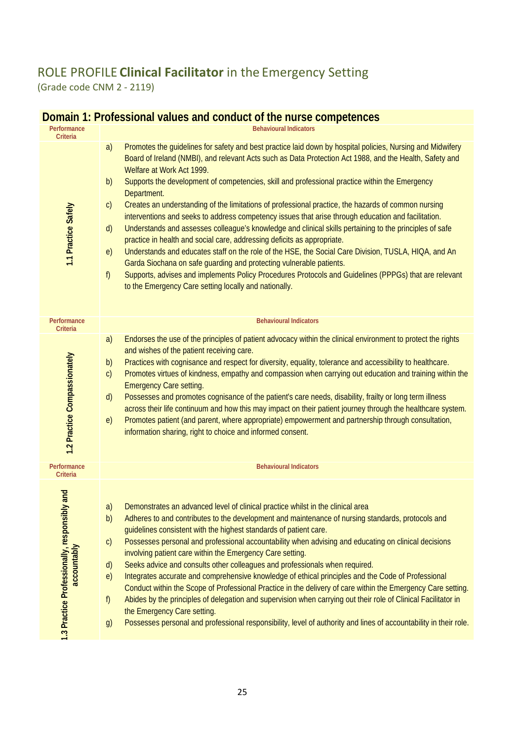# ROLE PROFILE **Clinical Facilitator** in the Emergency Setting

(Grade code CNM 2 - 2119)

## Domain 1: Professional values and conduct of the nurse competences

| Performance Criteria | Behavioural Indicators |
|---|---|
| 1.1 Practice Safely | a) Promotes the guidelines for safety and best practice laid down by hospital policies, Nursing and Midwifery Board of Ireland (NMBI), and relevant Acts such as Data Protection Act 1988, and the Health, Safety and Welfare at Work Act 1999.<br>b) Supports the development of competencies, skill and professional practice within the Emergency Department.<br>c) Creates an understanding of the limitations of professional practice, the hazards of common nursing interventions and seeks to address competency issues that arise through education and facilitation.<br>d) Understands and assesses colleague's knowledge and clinical skills pertaining to the principles of safe practice in health and social care, addressing deficits as appropriate.<br>e) Understands and educates staff on the role of the HSE, the Social Care Division, TUSLA, HIQA, and An Garda Siochana on safe guarding and protecting vulnerable patients.<br>f) Supports, advises and implements Policy Procedures Protocols and Guidelines (PPPGs) that are relevant to the Emergency Care setting locally and nationally. |

| Performance Criteria | Behavioural Indicators |
|---|---|
| 1.2 Practice Compassionately | a) Endorses the use of the principles of patient advocacy within the clinical environment to protect the rights and wishes of the patient receiving care.<br>b) Practices with cognisance and respect for diversity, equality, tolerance and accessibility to healthcare.<br>c) Promotes virtues of kindness, empathy and compassion when carrying out education and training within the Emergency Care setting.<br>d) Possesses and promotes cognisance of the patient's care needs, disability, frailty or long term illness across their life continuum and how this may impact on their patient journey through the healthcare system.<br>e) Promotes patient (and parent, where appropriate) empowerment and partnership through consultation, information sharing, right to choice and informed consent. |

| Performance Criteria | Behavioural Indicators |
|---|---|
| 1.3 Practice Professionally, responsibly and accountably | a) Demonstrates an advanced level of clinical practice whilst in the clinical area<br>b) Adheres to and contributes to the development and maintenance of nursing standards, protocols and guidelines consistent with the highest standards of patient care.<br>c) Possesses personal and professional accountability when advising and educating on clinical decisions involving patient care within the Emergency Care setting.<br>d) Seeks advice and consults other colleagues and professionals when required.<br>e) Integrates accurate and comprehensive knowledge of ethical principles and the Code of Professional Conduct within the Scope of Professional Practice in the delivery of care within the Emergency Care setting.<br>f) Abides by the principles of delegation and supervision when carrying out their role of Clinical Facilitator in the Emergency Care setting.<br>g) Possesses personal and professional responsibility, level of authority and lines of accountability in their role. |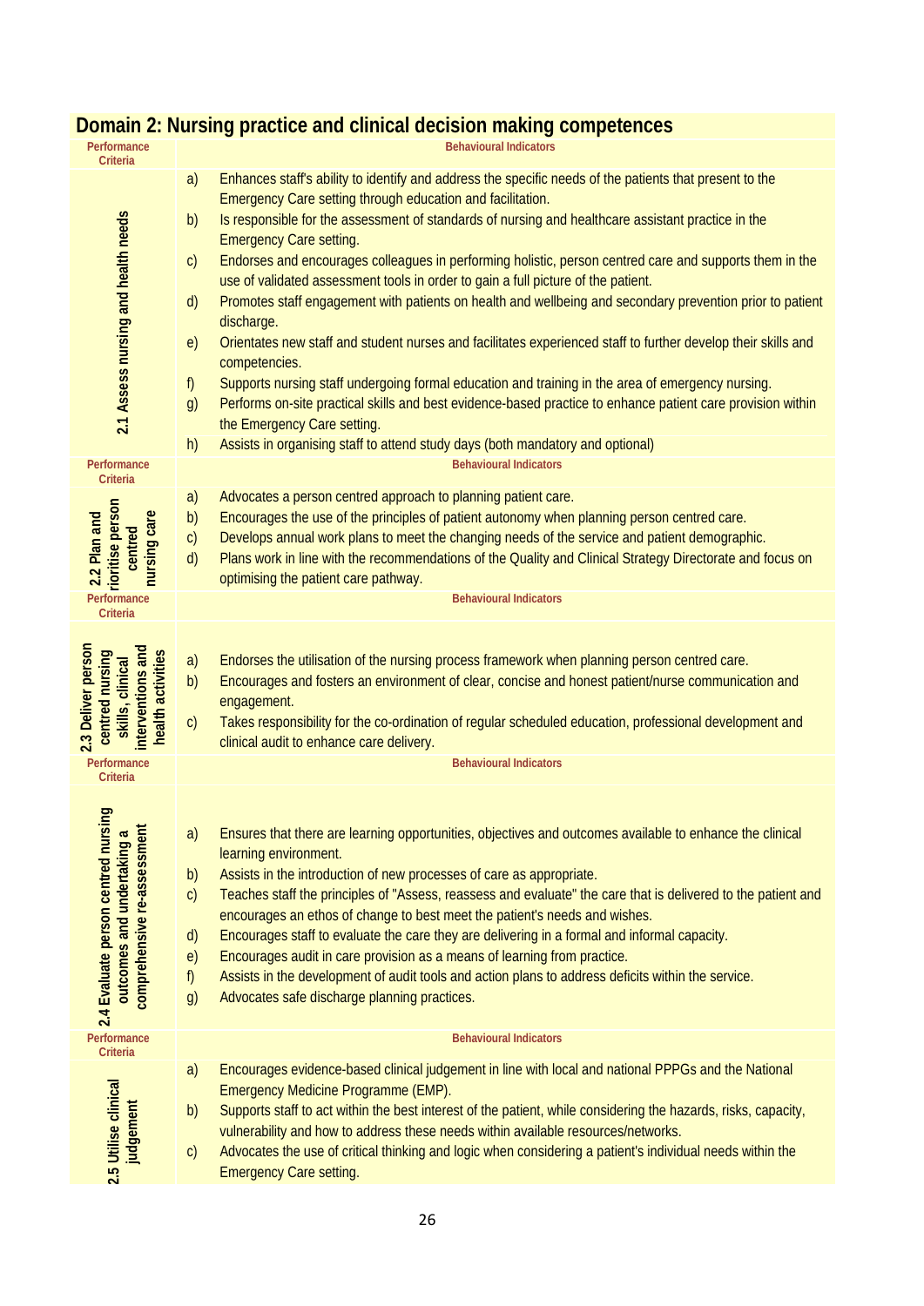## Domain 2: Nursing practice and clinical decision making competences

| Performance Criteria | Behavioural Indicators |
|---|---|
| 2.1 Assess nursing and health needs | a) Enhances staff's ability to identify and address the specific needs of the patients that present to the Emergency Care setting through education and facilitation.<br>b) Is responsible for the assessment of standards of nursing and healthcare assistant practice in the Emergency Care setting.<br>c) Endorses and encourages colleagues in performing holistic, person centred care and supports them in the use of validated assessment tools in order to gain a full picture of the patient.<br>d) Promotes staff engagement with patients on health and wellbeing and secondary prevention prior to patient discharge.<br>e) Orientates new staff and student nurses and facilitates experienced staff to further develop their skills and competencies.<br>f) Supports nursing staff undergoing formal education and training in the area of emergency nursing.<br>g) Performs on-site practical skills and best evidence-based practice to enhance patient care provision within the Emergency Care setting.<br>h) Assists in organising staff to attend study days (both mandatory and optional) |

| Performance Criteria | Behavioural Indicators |
|---|---|
| 2.2 Plan and prioritise person centred nursing care | a) Advocates a person centred approach to planning patient care.<br>b) Encourages the use of the principles of patient autonomy when planning person centred care.<br>c) Develops annual work plans to meet the changing needs of the service and patient demographic.<br>d) Plans work in line with the recommendations of the Quality and Clinical Strategy Directorate and focus on optimising the patient care pathway. |

| Performance Criteria | Behavioural Indicators |
|---|---|
| 2.3 Deliver person centred nursing skills, clinical interventions and health activities | a) Endorses the utilisation of the nursing process framework when planning person centred care.<br>b) Encourages and fosters an environment of clear, concise and honest patient/nurse communication and engagement.<br>c) Takes responsibility for the co-ordination of regular scheduled education, professional development and clinical audit to enhance care delivery. |

| Performance Criteria | Behavioural Indicators |
|---|---|
| 2.4 Evaluate person centred nursing outcomes and undertaking a comprehensive re-assessment | a) Ensures that there are learning opportunities, objectives and outcomes available to enhance the clinical learning environment.<br>b) Assists in the introduction of new processes of care as appropriate.<br>c) Teaches staff the principles of "Assess, reassess and evaluate" the care that is delivered to the patient and encourages an ethos of change to best meet the patient's needs and wishes.<br>d) Encourages staff to evaluate the care they are delivering in a formal and informal capacity.<br>e) Encourages audit in care provision as a means of learning from practice.<br>f) Assists in the development of audit tools and action plans to address deficits within the service.<br>g) Advocates safe discharge planning practices. |

| Performance Criteria | Behavioural Indicators |
|---|---|
| 2.5 Utilise clinical judgement | a) Encourages evidence-based clinical judgement in line with local and national PPPGs and the National Emergency Medicine Programme (EMP).<br>b) Supports staff to act within the best interest of the patient, while considering the hazards, risks, capacity, vulnerability and how to address these needs within available resources/networks.<br>c) Advocates the use of critical thinking and logic when considering a patient's individual needs within the Emergency Care setting. |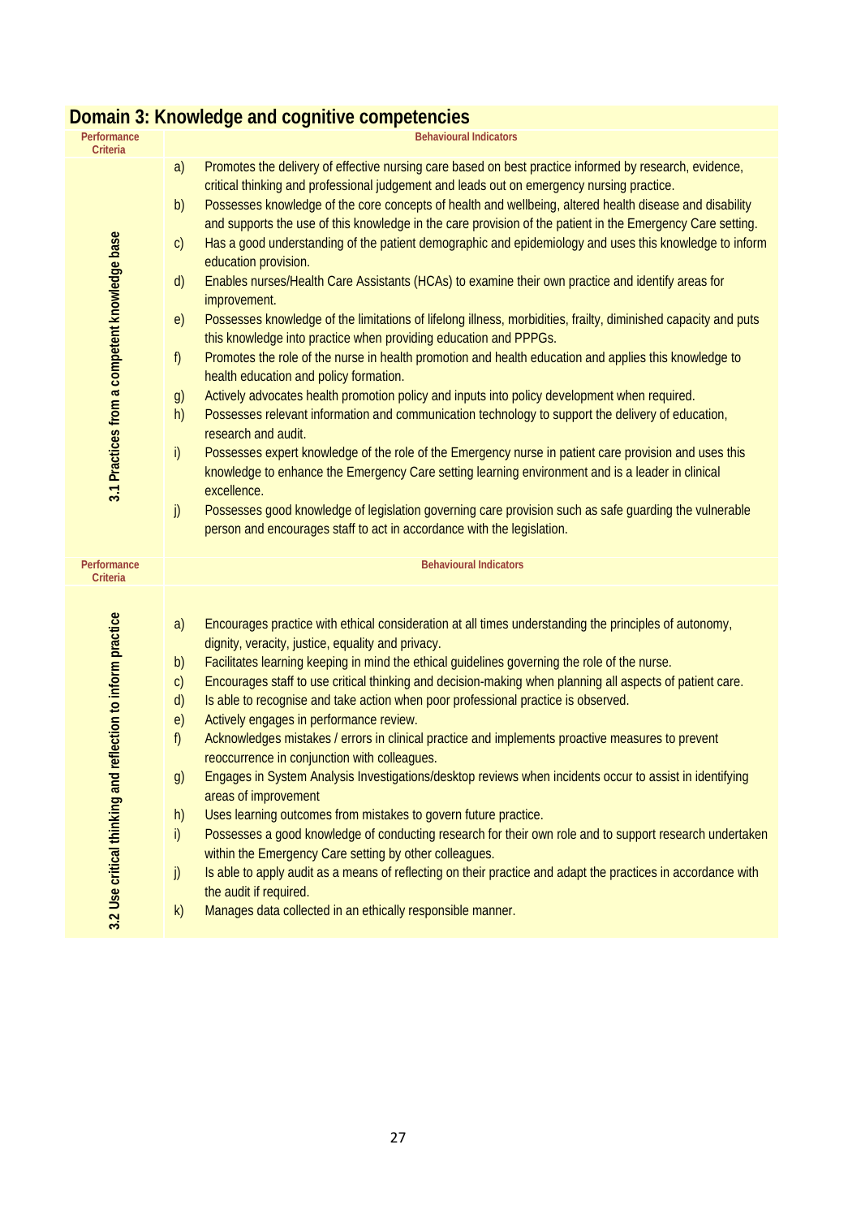# Domain 3: Knowledge and cognitive competencies

| Performance Criteria | Behavioural Indicators |
|---|---|
| 3.1 Practices from a competent knowledge base | a) Promotes the delivery of effective nursing care based on best practice informed by research, evidence, critical thinking and professional judgement and leads out on emergency nursing practice.<br>b) Possesses knowledge of the core concepts of health and wellbeing, altered health disease and disability and supports the use of this knowledge in the care provision of the patient in the Emergency Care setting.<br>c) Has a good understanding of the patient demographic and epidemiology and uses this knowledge to inform education provision.<br>d) Enables nurses/Health Care Assistants (HCAs) to examine their own practice and identify areas for improvement.<br>e) Possesses knowledge of the limitations of lifelong illness, morbidities, frailty, diminished capacity and puts this knowledge into practice when providing education and PPPGs.<br>f) Promotes the role of the nurse in health promotion and health education and applies this knowledge to health education and policy formation.<br>g) Actively advocates health promotion policy and inputs into policy development when required.<br>h) Possesses relevant information and communication technology to support the delivery of education, research and audit.<br>i) Possesses expert knowledge of the role of the Emergency nurse in patient care provision and uses this knowledge to enhance the Emergency Care setting learning environment and is a leader in clinical excellence.<br>j) Possesses good knowledge of legislation governing care provision such as safe guarding the vulnerable person and encourages staff to act in accordance with the legislation. |

| Performance Criteria | Behavioural Indicators |
|---|---|
| 3.2 Use critical thinking and reflection to inform practice | a) Encourages practice with ethical consideration at all times understanding the principles of autonomy, dignity, veracity, justice, equality and privacy.<br>b) Facilitates learning keeping in mind the ethical guidelines governing the role of the nurse.<br>c) Encourages staff to use critical thinking and decision-making when planning all aspects of patient care.<br>d) Is able to recognise and take action when poor professional practice is observed.<br>e) Actively engages in performance review.<br>f) Acknowledges mistakes / errors in clinical practice and implements proactive measures to prevent reoccurrence in conjunction with colleagues.<br>g) Engages in System Analysis Investigations/desktop reviews when incidents occur to assist in identifying areas of improvement<br>h) Uses learning outcomes from mistakes to govern future practice.<br>i) Possesses a good knowledge of conducting research for their own role and to support research undertaken within the Emergency Care setting by other colleagues.<br>j) Is able to apply audit as a means of reflecting on their practice and adapt the practices in accordance with the audit if required.<br>k) Manages data collected in an ethically responsible manner. |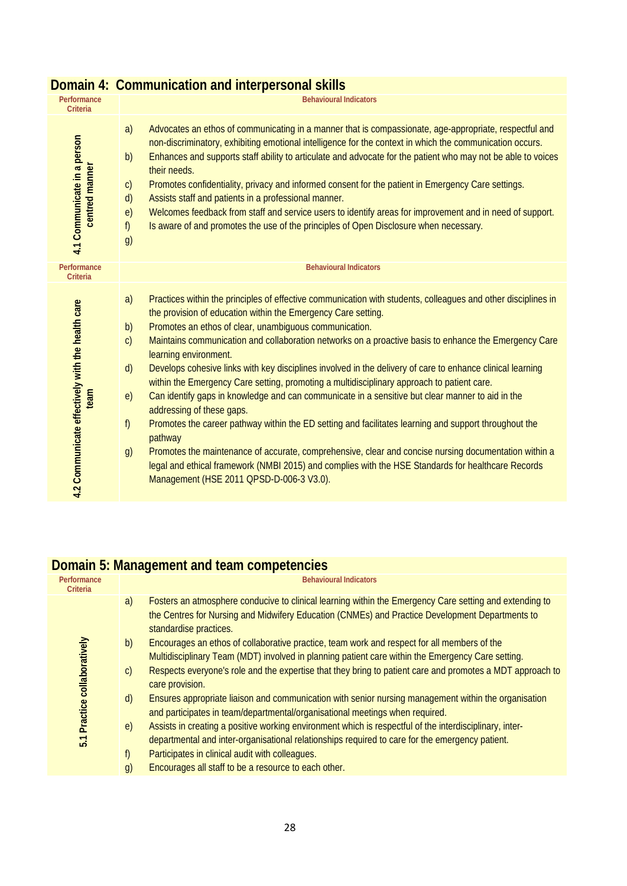## Domain 4: Communication and interpersonal skills

| Performance Criteria | Behavioural Indicators |
|---|---|
| 4.1 Communicate in a person centred manner | a) Advocates an ethos of communicating in a manner that is compassionate, age-appropriate, respectful and non-discriminatory, exhibiting emotional intelligence for the context in which the communication occurs.<br>b) Enhances and supports staff ability to articulate and advocate for the patient who may not be able to voices their needs.<br>c) Promotes confidentiality, privacy and informed consent for the patient in Emergency Care settings.<br>d) Assists staff and patients in a professional manner.<br>e) Welcomes feedback from staff and service users to identify areas for improvement and in need of support.<br>f) Is aware of and promotes the use of the principles of Open Disclosure when necessary.<br>g) |

| Performance Criteria | Behavioural Indicators |
|---|---|
| 4.2 Communicate effectively with the health care team | a) Practices within the principles of effective communication with students, colleagues and other disciplines in the provision of education within the Emergency Care setting.<br>b) Promotes an ethos of clear, unambiguous communication.<br>c) Maintains communication and collaboration networks on a proactive basis to enhance the Emergency Care learning environment.<br>d) Develops cohesive links with key disciplines involved in the delivery of care to enhance clinical learning within the Emergency Care setting, promoting a multidisciplinary approach to patient care.<br>e) Can identify gaps in knowledge and can communicate in a sensitive but clear manner to aid in the addressing of these gaps.<br>f) Promotes the career pathway within the ED setting and facilitates learning and support throughout the pathway<br>g) Promotes the maintenance of accurate, comprehensive, clear and concise nursing documentation within a legal and ethical framework (NMBI 2015) and complies with the HSE Standards for healthcare Records Management (HSE 2011 QPSD-D-006-3 V3.0). |

## Domain 5: Management and team competencies

| Performance Criteria | Behavioural Indicators |
|---|---|
| 5.1 Practice collaboratively | a) Fosters an atmosphere conducive to clinical learning within the Emergency Care setting and extending to the Centres for Nursing and Midwifery Education (CNMEs) and Practice Development Departments to standardise practices.<br>b) Encourages an ethos of collaborative practice, team work and respect for all members of the Multidisciplinary Team (MDT) involved in planning patient care within the Emergency Care setting.<br>c) Respects everyone's role and the expertise that they bring to patient care and promotes a MDT approach to care provision.<br>d) Ensures appropriate liaison and communication with senior nursing management within the organisation and participates in team/departmental/organisational meetings when required.<br>e) Assists in creating a positive working environment which is respectful of the interdisciplinary, inter-departmental and inter-organisational relationships required to care for the emergency patient.<br>f) Participates in clinical audit with colleagues.<br>g) Encourages all staff to be a resource to each other. |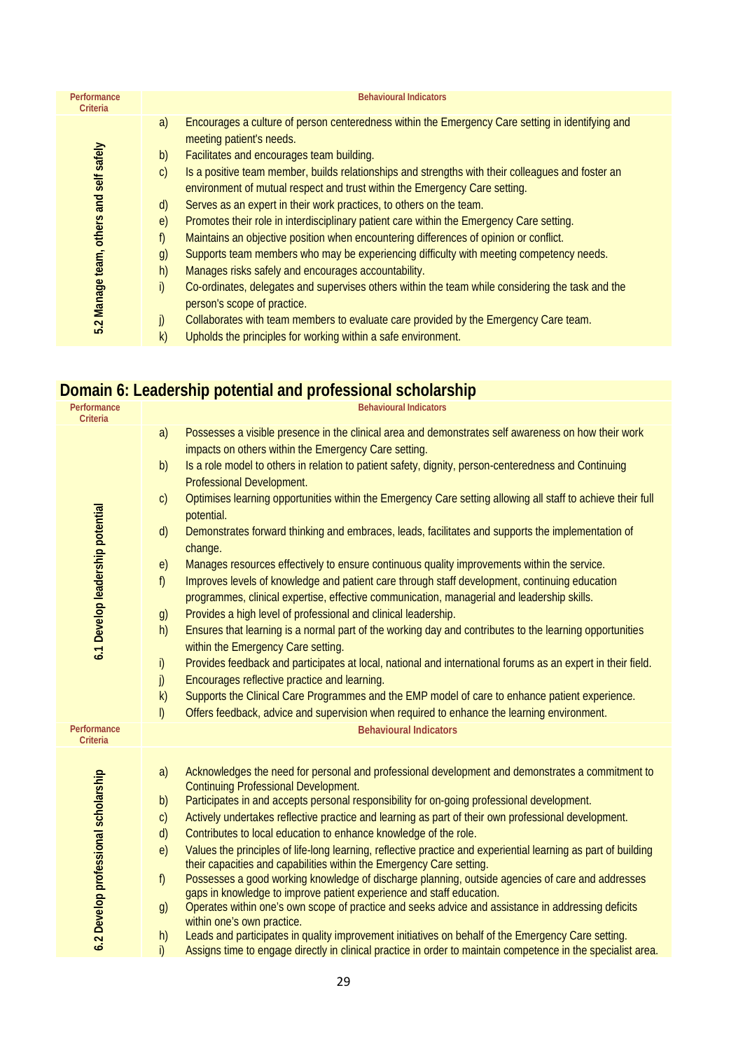| Performance Criteria | Behavioural Indicators |
|---|---|
| 5.2 Manage team, others and self safely | a) Encourages a culture of person centeredness within the Emergency Care setting in identifying and meeting patient's needs.<br>b) Facilitates and encourages team building.<br>c) Is a positive team member, builds relationships and strengths with their colleagues and foster an environment of mutual respect and trust within the Emergency Care setting.<br>d) Serves as an expert in their work practices, to others on the team.<br>e) Promotes their role in interdisciplinary patient care within the Emergency Care setting.<br>f) Maintains an objective position when encountering differences of opinion or conflict.<br>g) Supports team members who may be experiencing difficulty with meeting competency needs.<br>h) Manages risks safely and encourages accountability.<br>i) Co-ordinates, delegates and supervises others within the team while considering the task and the person's scope of practice.<br>j) Collaborates with team members to evaluate care provided by the Emergency Care team.<br>k) Upholds the principles for working within a safe environment. |

## Domain 6: Leadership potential and professional scholarship

| Performance Criteria | Behavioural Indicators |
|---|---|
| 6.1 Develop leadership potential | a) Possesses a visible presence in the clinical area and demonstrates self awareness on how their work impacts on others within the Emergency Care setting.<br>b) Is a role model to others in relation to patient safety, dignity, person-centeredness and Continuing Professional Development.<br>c) Optimises learning opportunities within the Emergency Care setting allowing all staff to achieve their full potential.<br>d) Demonstrates forward thinking and embraces, leads, facilitates and supports the implementation of change.<br>e) Manages resources effectively to ensure continuous quality improvements within the service.<br>f) Improves levels of knowledge and patient care through staff development, continuing education programmes, clinical expertise, effective communication, managerial and leadership skills.<br>g) Provides a high level of professional and clinical leadership.<br>h) Ensures that learning is a normal part of the working day and contributes to the learning opportunities within the Emergency Care setting.<br>i) Provides feedback and participates at local, national and international forums as an expert in their field.<br>j) Encourages reflective practice and learning.<br>k) Supports the Clinical Care Programmes and the EMP model of care to enhance patient experience.<br>l) Offers feedback, advice and supervision when required to enhance the learning environment. |

| Performance Criteria | Behavioural Indicators |
|---|---|
| 6.2 Develop professional scholarship | a) Acknowledges the need for personal and professional development and demonstrates a commitment to Continuing Professional Development.<br>b) Participates in and accepts personal responsibility for on-going professional development.<br>c) Actively undertakes reflective practice and learning as part of their own professional development.<br>d) Contributes to local education to enhance knowledge of the role.<br>e) Values the principles of life-long learning, reflective practice and experiential learning as part of building their capacities and capabilities within the Emergency Care setting.<br>f) Possesses a good working knowledge of discharge planning, outside agencies of care and addresses gaps in knowledge to improve patient experience and staff education.<br>g) Operates within one's own scope of practice and seeks advice and assistance in addressing deficits within one's own practice.<br>h) Leads and participates in quality improvement initiatives on behalf of the Emergency Care setting.<br>i) Assigns time to engage directly in clinical practice in order to maintain competence in the specialist area. |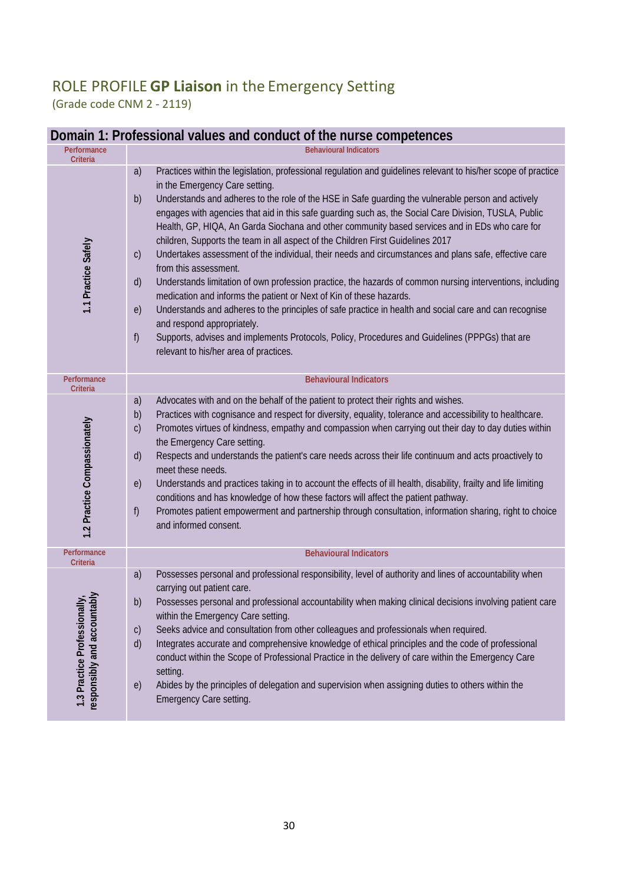# ROLE PROFILE **GP Liaison** in the Emergency Setting

(Grade code CNM 2 - 2119)

## Domain 1: Professional values and conduct of the nurse competences

| Performance Criteria | Behavioural Indicators |
|---|---|
| 1.1 Practice Safely | a) Practices within the legislation, professional regulation and guidelines relevant to his/her scope of practice in the Emergency Care setting.<br>b) Understands and adheres to the role of the HSE in Safe guarding the vulnerable person and actively engages with agencies that aid in this safe guarding such as, the Social Care Division, TUSLA, Public Health, GP, HIQA, An Garda Siochana and other community based services and in EDs who care for children, Supports the team in all aspect of the Children First Guidelines 2017<br>c) Undertakes assessment of the individual, their needs and circumstances and plans safe, effective care from this assessment.<br>d) Understands limitation of own profession practice, the hazards of common nursing interventions, including medication and informs the patient or Next of Kin of these hazards.<br>e) Understands and adheres to the principles of safe practice in health and social care and can recognise and respond appropriately.<br>f) Supports, advises and implements Protocols, Policy, Procedures and Guidelines (PPPGs) that are relevant to his/her area of practices. |

| Performance Criteria | Behavioural Indicators |
|---|---|
| 1.2 Practice Compassionately | a) Advocates with and on the behalf of the patient to protect their rights and wishes.<br>b) Practices with cognisance and respect for diversity, equality, tolerance and accessibility to healthcare.<br>c) Promotes virtues of kindness, empathy and compassion when carrying out their day to day duties within the Emergency Care setting.<br>d) Respects and understands the patient's care needs across their life continuum and acts proactively to meet these needs.<br>e) Understands and practices taking in to account the effects of ill health, disability, frailty and life limiting conditions and has knowledge of how these factors will affect the patient pathway.<br>f) Promotes patient empowerment and partnership through consultation, information sharing, right to choice and informed consent. |

| Performance Criteria | Behavioural Indicators |
|---|---|
| 1.3 Practice Professionally, responsibly and accountably | a) Possesses personal and professional responsibility, level of authority and lines of accountability when carrying out patient care.<br>b) Possesses personal and professional accountability when making clinical decisions involving patient care within the Emergency Care setting.<br>c) Seeks advice and consultation from other colleagues and professionals when required.<br>d) Integrates accurate and comprehensive knowledge of ethical principles and the code of professional conduct within the Scope of Professional Practice in the delivery of care within the Emergency Care setting.<br>e) Abides by the principles of delegation and supervision when assigning duties to others within the Emergency Care setting. |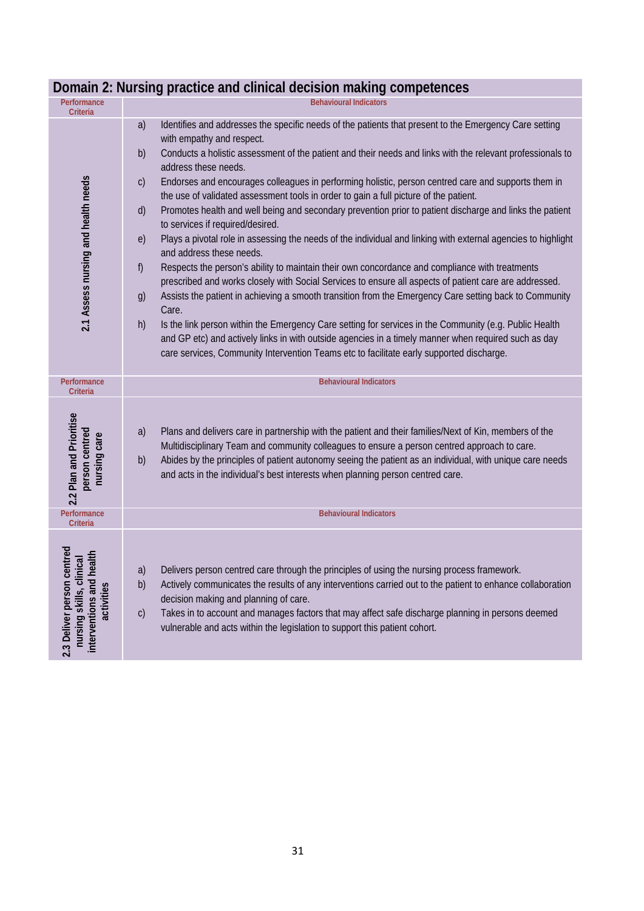## Domain 2: Nursing practice and clinical decision making competences

| Performance Criteria | Behavioural Indicators |
| --- | --- |
| 2.1 Assess nursing and health needs | a) Identifies and addresses the specific needs of the patients that present to the Emergency Care setting with empathy and respect.<br>b) Conducts a holistic assessment of the patient and their needs and links with the relevant professionals to address these needs.<br>c) Endorses and encourages colleagues in performing holistic, person centred care and supports them in the use of validated assessment tools in order to gain a full picture of the patient.<br>d) Promotes health and well being and secondary prevention prior to patient discharge and links the patient to services if required/desired.<br>e) Plays a pivotal role in assessing the needs of the individual and linking with external agencies to highlight and address these needs.<br>f) Respects the person's ability to maintain their own concordance and compliance with treatments prescribed and works closely with Social Services to ensure all aspects of patient care are addressed.<br>g) Assists the patient in achieving a smooth transition from the Emergency Care setting back to Community Care.<br>h) Is the link person within the Emergency Care setting for services in the Community (e.g. Public Health and GP etc) and actively links in with outside agencies in a timely manner when required such as day care services, Community Intervention Teams etc to facilitate early supported discharge. |

| Performance Criteria | Behavioural Indicators |
| --- | --- |
| 2.2 Plan and Prioritise person centred nursing care | a) Plans and delivers care in partnership with the patient and their families/Next of Kin, members of the Multidisciplinary Team and community colleagues to ensure a person centred approach to care.<br>b) Abides by the principles of patient autonomy seeing the patient as an individual, with unique care needs and acts in the individual's best interests when planning person centred care. |

| Performance Criteria | Behavioural Indicators |
| --- | --- |
| 2.3 Deliver person centred nursing skills, clinical interventions and health activities | a) Delivers person centred care through the principles of using the nursing process framework.<br>b) Actively communicates the results of any interventions carried out to the patient to enhance collaboration decision making and planning of care.<br>c) Takes in to account and manages factors that may affect safe discharge planning in persons deemed vulnerable and acts within the legislation to support this patient cohort. |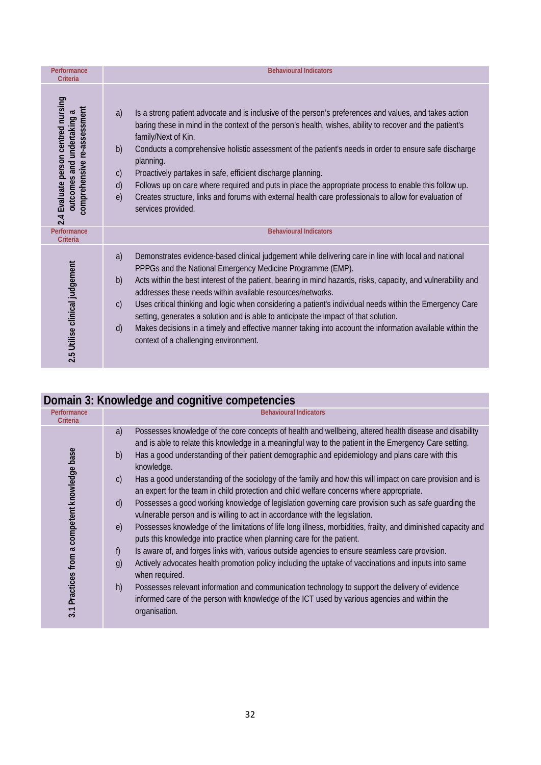| Performance Criteria | Behavioural Indicators |
|---|---|
| 2.4 Evaluate person centred nursing outcomes and undertaking a comprehensive re-assessment | a) Is a strong patient advocate and is inclusive of the person's preferences and values, and takes action baring these in mind in the context of the person's health, wishes, ability to recover and the patient's family/Next of Kin.<br>b) Conducts a comprehensive holistic assessment of the patient's needs in order to ensure safe discharge planning.<br>c) Proactively partakes in safe, efficient discharge planning.<br>d) Follows up on care where required and puts in place the appropriate process to enable this follow up.<br>e) Creates structure, links and forums with external health care professionals to allow for evaluation of services provided. |

| Performance Criteria | Behavioural Indicators |
|---|---|
| 2.5 Utilise clinical judgement | a) Demonstrates evidence-based clinical judgement while delivering care in line with local and national PPPGs and the National Emergency Medicine Programme (EMP).<br>b) Acts within the best interest of the patient, bearing in mind hazards, risks, capacity, and vulnerability and addresses these needs within available resources/networks.<br>c) Uses critical thinking and logic when considering a patient's individual needs within the Emergency Care setting, generates a solution and is able to anticipate the impact of that solution.<br>d) Makes decisions in a timely and effective manner taking into account the information available within the context of a challenging environment. |

## Domain 3: Knowledge and cognitive competencies

| Performance Criteria | Behavioural Indicators |
|---|---|
| 3.1 Practices from a competent knowledge base | a) Possesses knowledge of the core concepts of health and wellbeing, altered health disease and disability and is able to relate this knowledge in a meaningful way to the patient in the Emergency Care setting.<br>b) Has a good understanding of their patient demographic and epidemiology and plans care with this knowledge.<br>c) Has a good understanding of the sociology of the family and how this will impact on care provision and is an expert for the team in child protection and child welfare concerns where appropriate.<br>d) Possesses a good working knowledge of legislation governing care provision such as safe guarding the vulnerable person and is willing to act in accordance with the legislation.<br>e) Possesses knowledge of the limitations of life long illness, morbidities, frailty, and diminished capacity and puts this knowledge into practice when planning care for the patient.<br>f) Is aware of, and forges links with, various outside agencies to ensure seamless care provision.<br>g) Actively advocates health promotion policy including the uptake of vaccinations and inputs into same when required.<br>h) Possesses relevant information and communication technology to support the delivery of evidence informed care of the person with knowledge of the ICT used by various agencies and within the organisation. |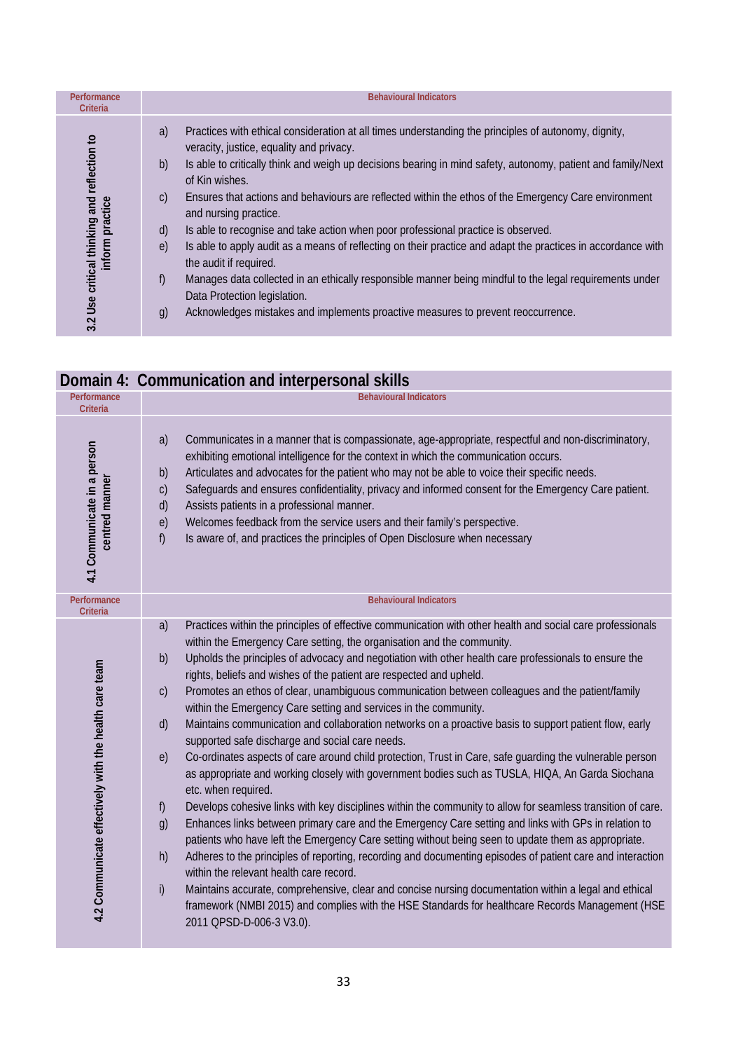| Performance Criteria | Behavioural Indicators |
|---|---|
| 3.2 Use critical thinking and reflection to inform practice | a) Practices with ethical consideration at all times understanding the principles of autonomy, dignity, veracity, justice, equality and privacy.<br>b) Is able to critically think and weigh up decisions bearing in mind safety, autonomy, patient and family/Next of Kin wishes.<br>c) Ensures that actions and behaviours are reflected within the ethos of the Emergency Care environment and nursing practice.<br>d) Is able to recognise and take action when poor professional practice is observed.<br>e) Is able to apply audit as a means of reflecting on their practice and adapt the practices in accordance with the audit if required.<br>f) Manages data collected in an ethically responsible manner being mindful to the legal requirements under Data Protection legislation.<br>g) Acknowledges mistakes and implements proactive measures to prevent reoccurrence. |

## Domain 4: Communication and interpersonal skills

| Performance Criteria | Behavioural Indicators |
|---|---|
| 4.1 Communicate in a person centred manner | a) Communicates in a manner that is compassionate, age-appropriate, respectful and non-discriminatory, exhibiting emotional intelligence for the context in which the communication occurs.<br>b) Articulates and advocates for the patient who may not be able to voice their specific needs.<br>c) Safeguards and ensures confidentiality, privacy and informed consent for the Emergency Care patient.<br>d) Assists patients in a professional manner.<br>e) Welcomes feedback from the service users and their family's perspective.<br>f) Is aware of, and practices the principles of Open Disclosure when necessary |

| Performance Criteria | Behavioural Indicators |
|---|---|
| 4.2 Communicate effectively with the health care team | a) Practices within the principles of effective communication with other health and social care professionals within the Emergency Care setting, the organisation and the community.<br>b) Upholds the principles of advocacy and negotiation with other health care professionals to ensure the rights, beliefs and wishes of the patient are respected and upheld.<br>c) Promotes an ethos of clear, unambiguous communication between colleagues and the patient/family within the Emergency Care setting and services in the community.<br>d) Maintains communication and collaboration networks on a proactive basis to support patient flow, early supported safe discharge and social care needs.<br>e) Co-ordinates aspects of care around child protection, Trust in Care, safe guarding the vulnerable person as appropriate and working closely with government bodies such as TUSLA, HIQA, An Garda Siochana etc. when required.<br>f) Develops cohesive links with key disciplines within the community to allow for seamless transition of care.<br>g) Enhances links between primary care and the Emergency Care setting and links with GPs in relation to patients who have left the Emergency Care setting without being seen to update them as appropriate.<br>h) Adheres to the principles of reporting, recording and documenting episodes of patient care and interaction within the relevant health care record.<br>i) Maintains accurate, comprehensive, clear and concise nursing documentation within a legal and ethical framework (NMBI 2015) and complies with the HSE Standards for healthcare Records Management (HSE 2011 QPSD-D-006-3 V3.0). |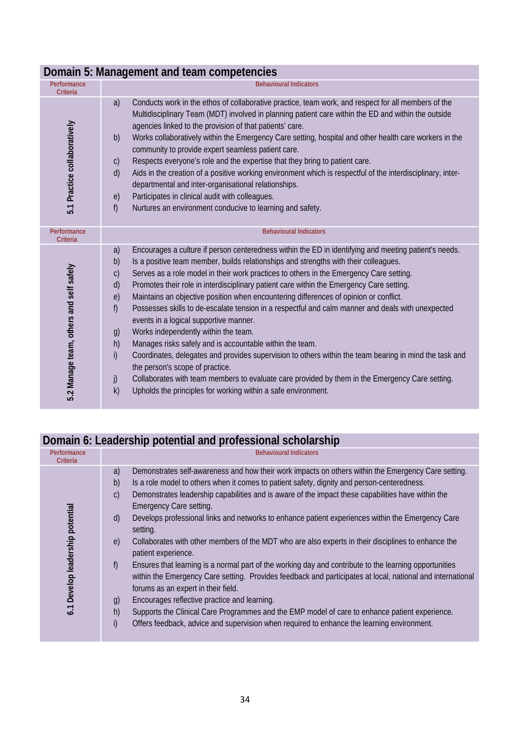## Domain 5: Management and team competencies

| Performance Criteria | Behavioural Indicators |
| --- | --- |
| 5.1 Practice collaboratively | a) Conducts work in the ethos of collaborative practice, team work, and respect for all members of the Multidisciplinary Team (MDT) involved in planning patient care within the ED and within the outside agencies linked to the provision of that patients' care.<br>b) Works collaboratively within the Emergency Care setting, hospital and other health care workers in the community to provide expert seamless patient care.<br>c) Respects everyone's role and the expertise that they bring to patient care.<br>d) Aids in the creation of a positive working environment which is respectful of the interdisciplinary, inter-departmental and inter-organisational relationships.<br>e) Participates in clinical audit with colleagues.<br>f) Nurtures an environment conducive to learning and safety. |

| Performance Criteria | Behavioural Indicators |
| --- | --- |
| 5.2 Manage team, others and self safely | a) Encourages a culture if person centeredness within the ED in identifying and meeting patient's needs.<br>b) Is a positive team member, builds relationships and strengths with their colleagues.<br>c) Serves as a role model in their work practices to others in the Emergency Care setting.<br>d) Promotes their role in interdisciplinary patient care within the Emergency Care setting.<br>e) Maintains an objective position when encountering differences of opinion or conflict.<br>f) Possesses skills to de-escalate tension in a respectful and calm manner and deals with unexpected events in a logical supportive manner.<br>g) Works independently within the team.<br>h) Manages risks safely and is accountable within the team.<br>i) Coordinates, delegates and provides supervision to others within the team bearing in mind the task and the person's scope of practice.<br>j) Collaborates with team members to evaluate care provided by them in the Emergency Care setting.<br>k) Upholds the principles for working within a safe environment. |

## Domain 6: Leadership potential and professional scholarship

| Performance Criteria | Behavioural Indicators |
| --- | --- |
| 6.1 Develop leadership potential | a) Demonstrates self-awareness and how their work impacts on others within the Emergency Care setting.<br>b) Is a role model to others when it comes to patient safety, dignity and person-centeredness.<br>c) Demonstrates leadership capabilities and is aware of the impact these capabilities have within the Emergency Care setting.<br>d) Develops professional links and networks to enhance patient experiences within the Emergency Care setting.<br>e) Collaborates with other members of the MDT who are also experts in their disciplines to enhance the patient experience.<br>f) Ensures that learning is a normal part of the working day and contribute to the learning opportunities within the Emergency Care setting. Provides feedback and participates at local, national and international forums as an expert in their field.<br>g) Encourages reflective practice and learning.<br>h) Supports the Clinical Care Programmes and the EMP model of care to enhance patient experience.<br>i) Offers feedback, advice and supervision when required to enhance the learning environment. |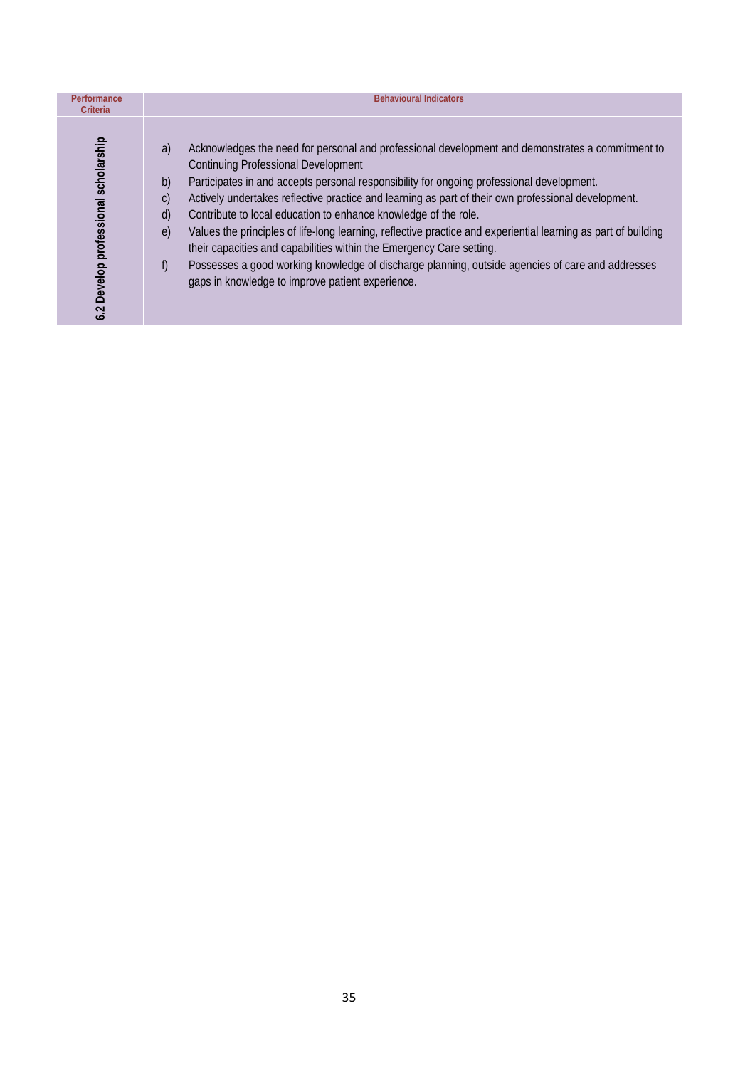| Performance Criteria | Behavioural Indicators |
|---|---|
| 6.2 Develop professional scholarship | a) Acknowledges the need for personal and professional development and demonstrates a commitment to Continuing Professional Development<br>b) Participates in and accepts personal responsibility for ongoing professional development.<br>c) Actively undertakes reflective practice and learning as part of their own professional development.<br>d) Contribute to local education to enhance knowledge of the role.<br>e) Values the principles of life-long learning, reflective practice and experiential learning as part of building their capacities and capabilities within the Emergency Care setting.<br>f) Possesses a good working knowledge of discharge planning, outside agencies of care and addresses gaps in knowledge to improve patient experience. |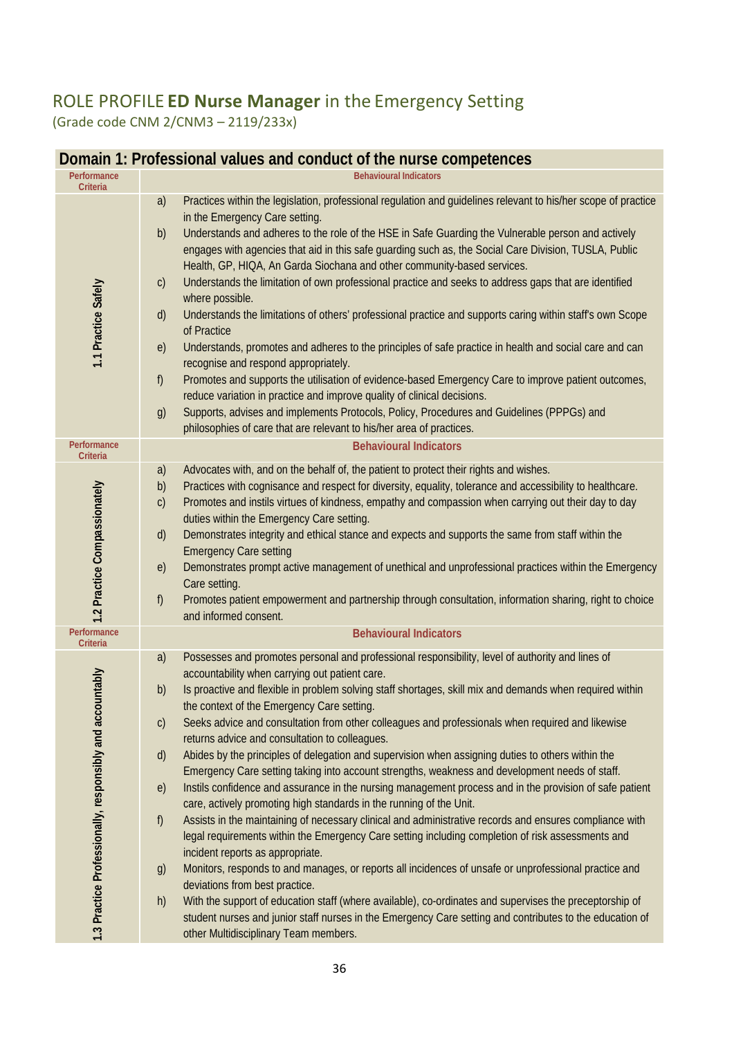## ROLE PROFILE **ED Nurse Manager** in the Emergency Setting

(Grade code CNM 2/CNM3 – 2119/233x)

### Domain 1: Professional values and conduct of the nurse competences

| Performance Criteria | Behavioural Indicators |
|---|---|
| 1.1 Practice Safely | a) Practices within the legislation, professional regulation and guidelines relevant to his/her scope of practice in the Emergency Care setting.<br>b) Understands and adheres to the role of the HSE in Safe Guarding the Vulnerable person and actively engages with agencies that aid in this safe guarding such as, the Social Care Division, TUSLA, Public Health, GP, HIQA, An Garda Siochana and other community-based services.<br>c) Understands the limitation of own professional practice and seeks to address gaps that are identified where possible.<br>d) Understands the limitations of others' professional practice and supports caring within staff's own Scope of Practice<br>e) Understands, promotes and adheres to the principles of safe practice in health and social care and can recognise and respond appropriately.<br>f) Promotes and supports the utilisation of evidence-based Emergency Care to improve patient outcomes, reduce variation in practice and improve quality of clinical decisions.<br>g) Supports, advises and implements Protocols, Policy, Procedures and Guidelines (PPPGs) and philosophies of care that are relevant to his/her area of practices. |
| **Performance Criteria** | **Behavioural Indicators** |
| 1.2 Practice Compassionately | a) Advocates with, and on the behalf of, the patient to protect their rights and wishes.<br>b) Practices with cognisance and respect for diversity, equality, tolerance and accessibility to healthcare.<br>c) Promotes and instils virtues of kindness, empathy and compassion when carrying out their day to day duties within the Emergency Care setting.<br>d) Demonstrates integrity and ethical stance and expects and supports the same from staff within the Emergency Care setting<br>e) Demonstrates prompt active management of unethical and unprofessional practices within the Emergency Care setting.<br>f) Promotes patient empowerment and partnership through consultation, information sharing, right to choice and informed consent. |
| **Performance Criteria** | **Behavioural Indicators** |
| 1.3 Practice Professionally, responsibly and accountably | a) Possesses and promotes personal and professional responsibility, level of authority and lines of accountability when carrying out patient care.<br>b) Is proactive and flexible in problem solving staff shortages, skill mix and demands when required within the context of the Emergency Care setting.<br>c) Seeks advice and consultation from other colleagues and professionals when required and likewise returns advice and consultation to colleagues.<br>d) Abides by the principles of delegation and supervision when assigning duties to others within the Emergency Care setting taking into account strengths, weakness and development needs of staff.<br>e) Instils confidence and assurance in the nursing management process and in the provision of safe patient care, actively promoting high standards in the running of the Unit.<br>f) Assists in the maintaining of necessary clinical and administrative records and ensures compliance with legal requirements within the Emergency Care setting including completion of risk assessments and incident reports as appropriate.<br>g) Monitors, responds to and manages, or reports all incidences of unsafe or unprofessional practice and deviations from best practice.<br>h) With the support of education staff (where available), co-ordinates and supervises the preceptorship of student nurses and junior staff nurses in the Emergency Care setting and contributes to the education of other Multidisciplinary Team members. |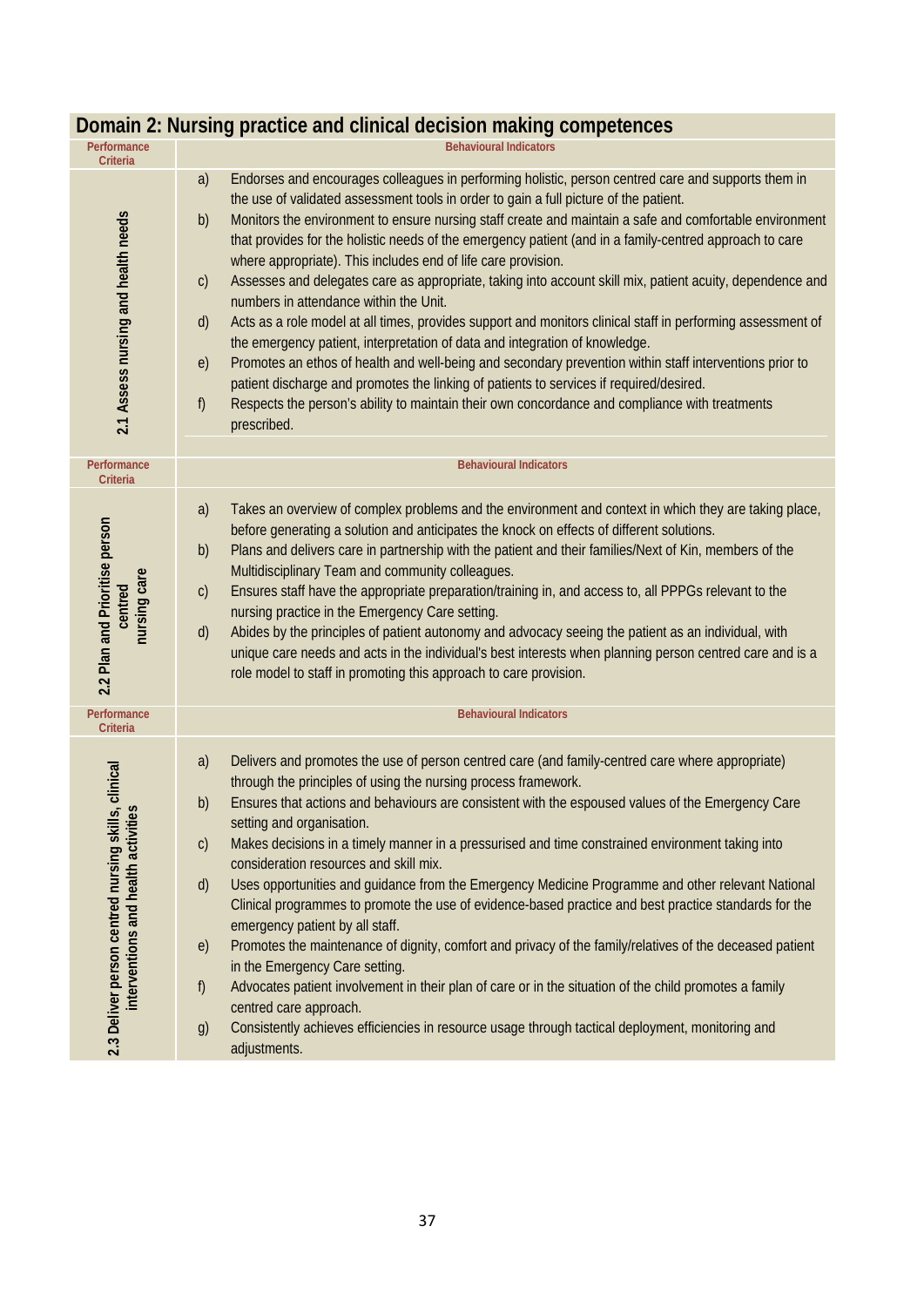## Domain 2: Nursing practice and clinical decision making competences

| Performance Criteria | Behavioural Indicators |
|---|---|
| 2.1 Assess nursing and health needs | a) Endorses and encourages colleagues in performing holistic, person centred care and supports them in the use of validated assessment tools in order to gain a full picture of the patient.<br>b) Monitors the environment to ensure nursing staff create and maintain a safe and comfortable environment that provides for the holistic needs of the emergency patient (and in a family-centred approach to care where appropriate). This includes end of life care provision.<br>c) Assesses and delegates care as appropriate, taking into account skill mix, patient acuity, dependence and numbers in attendance within the Unit.<br>d) Acts as a role model at all times, provides support and monitors clinical staff in performing assessment of the emergency patient, interpretation of data and integration of knowledge.<br>e) Promotes an ethos of health and well-being and secondary prevention within staff interventions prior to patient discharge and promotes the linking of patients to services if required/desired.<br>f) Respects the person's ability to maintain their own concordance and compliance with treatments prescribed. |

| Performance Criteria | Behavioural Indicators |
|---|---|
| 2.2 Plan and Prioritise person centred nursing care | a) Takes an overview of complex problems and the environment and context in which they are taking place, before generating a solution and anticipates the knock on effects of different solutions.<br>b) Plans and delivers care in partnership with the patient and their families/Next of Kin, members of the Multidisciplinary Team and community colleagues.<br>c) Ensures staff have the appropriate preparation/training in, and access to, all PPPGs relevant to the nursing practice in the Emergency Care setting.<br>d) Abides by the principles of patient autonomy and advocacy seeing the patient as an individual, with unique care needs and acts in the individual's best interests when planning person centred care and is a role model to staff in promoting this approach to care provision. |

| Performance Criteria | Behavioural Indicators |
|---|---|
| 2.3 Deliver person centred nursing skills, clinical interventions and health activities | a) Delivers and promotes the use of person centred care (and family-centred care where appropriate) through the principles of using the nursing process framework.<br>b) Ensures that actions and behaviours are consistent with the espoused values of the Emergency Care setting and organisation.<br>c) Makes decisions in a timely manner in a pressurised and time constrained environment taking into consideration resources and skill mix.<br>d) Uses opportunities and guidance from the Emergency Medicine Programme and other relevant National Clinical programmes to promote the use of evidence-based practice and best practice standards for the emergency patient by all staff.<br>e) Promotes the maintenance of dignity, comfort and privacy of the family/relatives of the deceased patient in the Emergency Care setting.<br>f) Advocates patient involvement in their plan of care or in the situation of the child promotes a family centred care approach.<br>g) Consistently achieves efficiencies in resource usage through tactical deployment, monitoring and adjustments. |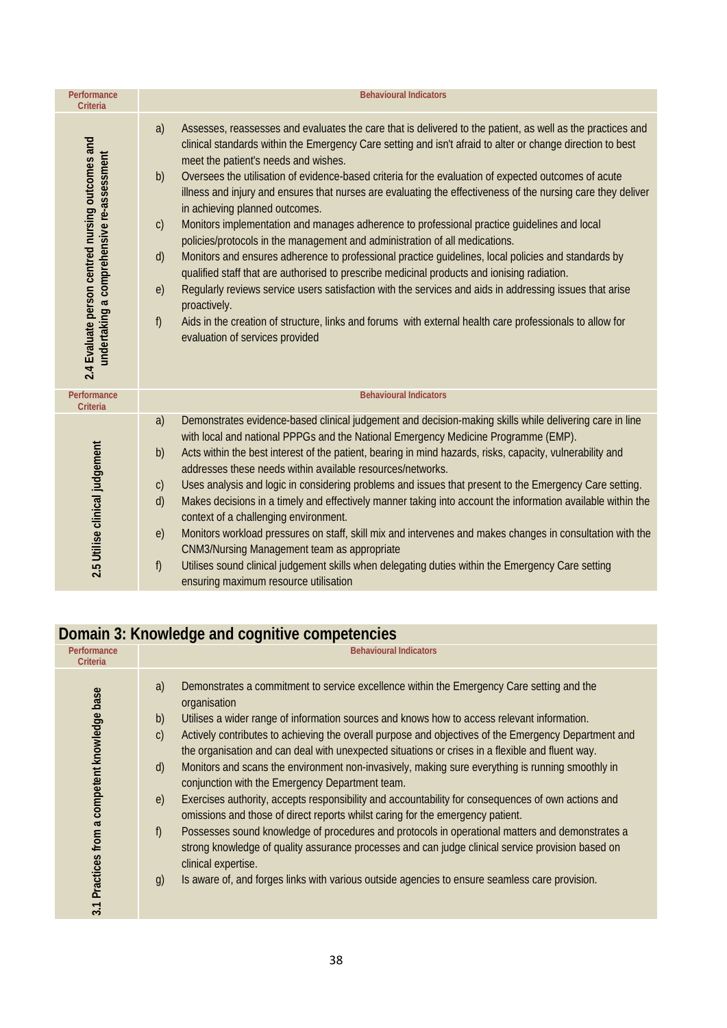| Performance Criteria | Behavioural Indicators |
|---|---|
| 2.4 Evaluate person centred nursing outcomes and undertaking a comprehensive re-assessment | a) Assesses, reassesses and evaluates the care that is delivered to the patient, as well as the practices and clinical standards within the Emergency Care setting and isn't afraid to alter or change direction to best meet the patient's needs and wishes.<br>b) Oversees the utilisation of evidence-based criteria for the evaluation of expected outcomes of acute illness and injury and ensures that nurses are evaluating the effectiveness of the nursing care they deliver in achieving planned outcomes.<br>c) Monitors implementation and manages adherence to professional practice guidelines and local policies/protocols in the management and administration of all medications.<br>d) Monitors and ensures adherence to professional practice guidelines, local policies and standards by qualified staff that are authorised to prescribe medicinal products and ionising radiation.<br>e) Regularly reviews service users satisfaction with the services and aids in addressing issues that arise proactively.<br>f) Aids in the creation of structure, links and forums with external health care professionals to allow for evaluation of services provided |

| Performance Criteria | Behavioural Indicators |
|---|---|
| 2.5 Utilise clinical judgement | a) Demonstrates evidence-based clinical judgement and decision-making skills while delivering care in line with local and national PPPGs and the National Emergency Medicine Programme (EMP).<br>b) Acts within the best interest of the patient, bearing in mind hazards, risks, capacity, vulnerability and addresses these needs within available resources/networks.<br>c) Uses analysis and logic in considering problems and issues that present to the Emergency Care setting.<br>d) Makes decisions in a timely and effectively manner taking into account the information available within the context of a challenging environment.<br>e) Monitors workload pressures on staff, skill mix and intervenes and makes changes in consultation with the CNM3/Nursing Management team as appropriate<br>f) Utilises sound clinical judgement skills when delegating duties within the Emergency Care setting ensuring maximum resource utilisation |

## Domain 3: Knowledge and cognitive competencies

| Performance Criteria | Behavioural Indicators |
|---|---|
| 3.1 Practices from a competent knowledge base | a) Demonstrates a commitment to service excellence within the Emergency Care setting and the organisation<br>b) Utilises a wider range of information sources and knows how to access relevant information.<br>c) Actively contributes to achieving the overall purpose and objectives of the Emergency Department and the organisation and can deal with unexpected situations or crises in a flexible and fluent way.<br>d) Monitors and scans the environment non-invasively, making sure everything is running smoothly in conjunction with the Emergency Department team.<br>e) Exercises authority, accepts responsibility and accountability for consequences of own actions and omissions and those of direct reports whilst caring for the emergency patient.<br>f) Possesses sound knowledge of procedures and protocols in operational matters and demonstrates a strong knowledge of quality assurance processes and can judge clinical service provision based on clinical expertise.<br>g) Is aware of, and forges links with various outside agencies to ensure seamless care provision. |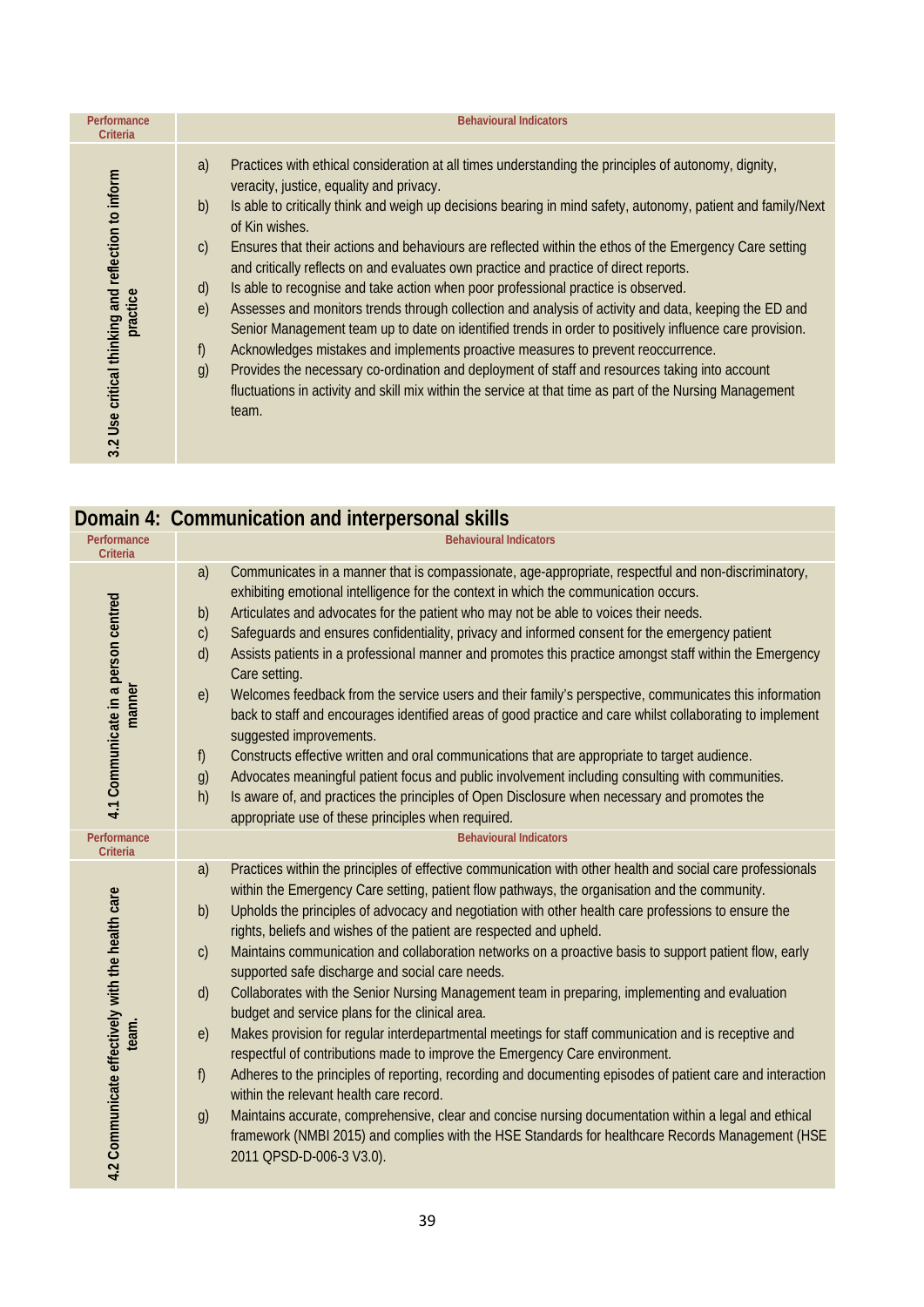| Performance Criteria | Behavioural Indicators |
|---|---|
| 3.2 Use critical thinking and reflection to inform practice | a) Practices with ethical consideration at all times understanding the principles of autonomy, dignity, veracity, justice, equality and privacy.<br>b) Is able to critically think and weigh up decisions bearing in mind safety, autonomy, patient and family/Next of Kin wishes.<br>c) Ensures that their actions and behaviours are reflected within the ethos of the Emergency Care setting and critically reflects on and evaluates own practice and practice of direct reports.<br>d) Is able to recognise and take action when poor professional practice is observed.<br>e) Assesses and monitors trends through collection and analysis of activity and data, keeping the ED and Senior Management team up to date on identified trends in order to positively influence care provision.<br>f) Acknowledges mistakes and implements proactive measures to prevent reoccurrence.<br>g) Provides the necessary co-ordination and deployment of staff and resources taking into account fluctuations in activity and skill mix within the service at that time as part of the Nursing Management team. |

## Domain 4: Communication and interpersonal skills

| Performance Criteria | Behavioural Indicators |
|---|---|
| 4.1 Communicate in a person centred manner | a) Communicates in a manner that is compassionate, age-appropriate, respectful and non-discriminatory, exhibiting emotional intelligence for the context in which the communication occurs.<br>b) Articulates and advocates for the patient who may not be able to voices their needs.<br>c) Safeguards and ensures confidentiality, privacy and informed consent for the emergency patient<br>d) Assists patients in a professional manner and promotes this practice amongst staff within the Emergency Care setting.<br>e) Welcomes feedback from the service users and their family's perspective, communicates this information back to staff and encourages identified areas of good practice and care whilst collaborating to implement suggested improvements.<br>f) Constructs effective written and oral communications that are appropriate to target audience.<br>g) Advocates meaningful patient focus and public involvement including consulting with communities.<br>h) Is aware of, and practices the principles of Open Disclosure when necessary and promotes the appropriate use of these principles when required. |

| Performance Criteria | Behavioural Indicators |
|---|---|
| 4.2 Communicate effectively with the health care team. | a) Practices within the principles of effective communication with other health and social care professionals within the Emergency Care setting, patient flow pathways, the organisation and the community.<br>b) Upholds the principles of advocacy and negotiation with other health care professions to ensure the rights, beliefs and wishes of the patient are respected and upheld.<br>c) Maintains communication and collaboration networks on a proactive basis to support patient flow, early supported safe discharge and social care needs.<br>d) Collaborates with the Senior Nursing Management team in preparing, implementing and evaluation budget and service plans for the clinical area.<br>e) Makes provision for regular interdepartmental meetings for staff communication and is receptive and respectful of contributions made to improve the Emergency Care environment.<br>f) Adheres to the principles of reporting, recording and documenting episodes of patient care and interaction within the relevant health care record.<br>g) Maintains accurate, comprehensive, clear and concise nursing documentation within a legal and ethical framework (NMBI 2015) and complies with the HSE Standards for healthcare Records Management (HSE 2011 QPSD-D-006-3 V3.0). |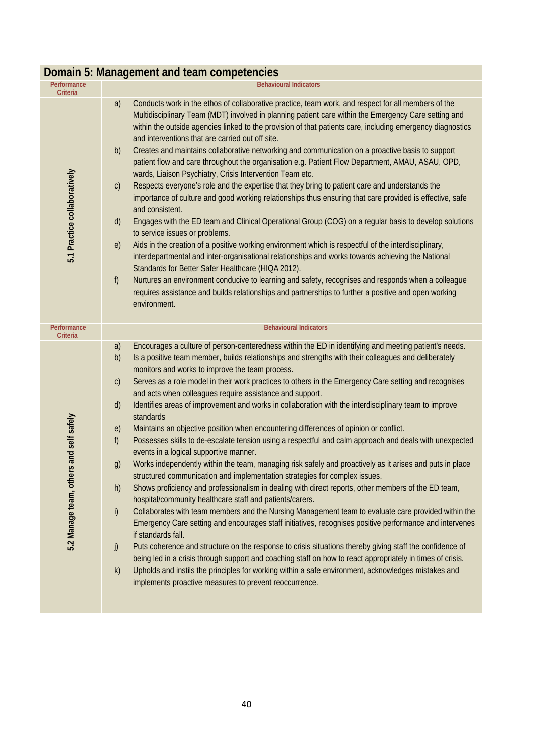## Domain 5: Management and team competencies

| Performance Criteria | Behavioural Indicators |
|---|---|
| 5.1 Practice collaboratively | a) Conducts work in the ethos of collaborative practice, team work, and respect for all members of the Multidisciplinary Team (MDT) involved in planning patient care within the Emergency Care setting and within the outside agencies linked to the provision of that patients care, including emergency diagnostics and interventions that are carried out off site.<br>b) Creates and maintains collaborative networking and communication on a proactive basis to support patient flow and care throughout the organisation e.g. Patient Flow Department, AMAU, ASAU, OPD, wards, Liaison Psychiatry, Crisis Intervention Team etc.<br>c) Respects everyone's role and the expertise that they bring to patient care and understands the importance of culture and good working relationships thus ensuring that care provided is effective, safe and consistent.<br>d) Engages with the ED team and Clinical Operational Group (COG) on a regular basis to develop solutions to service issues or problems.<br>e) Aids in the creation of a positive working environment which is respectful of the interdisciplinary, interdepartmental and inter-organisational relationships and works towards achieving the National Standards for Better Safer Healthcare (HIQA 2012).<br>f) Nurtures an environment conducive to learning and safety, recognises and responds when a colleague requires assistance and builds relationships and partnerships to further a positive and open working environment. |

| Performance Criteria | Behavioural Indicators |
|---|---|
| 5.2 Manage team, others and self safely | a) Encourages a culture of person-centeredness within the ED in identifying and meeting patient's needs.<br>b) Is a positive team member, builds relationships and strengths with their colleagues and deliberately monitors and works to improve the team process.<br>c) Serves as a role model in their work practices to others in the Emergency Care setting and recognises and acts when colleagues require assistance and support.<br>d) Identifies areas of improvement and works in collaboration with the interdisciplinary team to improve standards<br>e) Maintains an objective position when encountering differences of opinion or conflict.<br>f) Possesses skills to de-escalate tension using a respectful and calm approach and deals with unexpected events in a logical supportive manner.<br>g) Works independently within the team, managing risk safely and proactively as it arises and puts in place structured communication and implementation strategies for complex issues.<br>h) Shows proficiency and professionalism in dealing with direct reports, other members of the ED team, hospital/community healthcare staff and patients/carers.<br>i) Collaborates with team members and the Nursing Management team to evaluate care provided within the Emergency Care setting and encourages staff initiatives, recognises positive performance and intervenes if standards fall.<br>j) Puts coherence and structure on the response to crisis situations thereby giving staff the confidence of being led in a crisis through support and coaching staff on how to react appropriately in times of crisis.<br>k) Upholds and instils the principles for working within a safe environment, acknowledges mistakes and implements proactive measures to prevent reoccurrence. |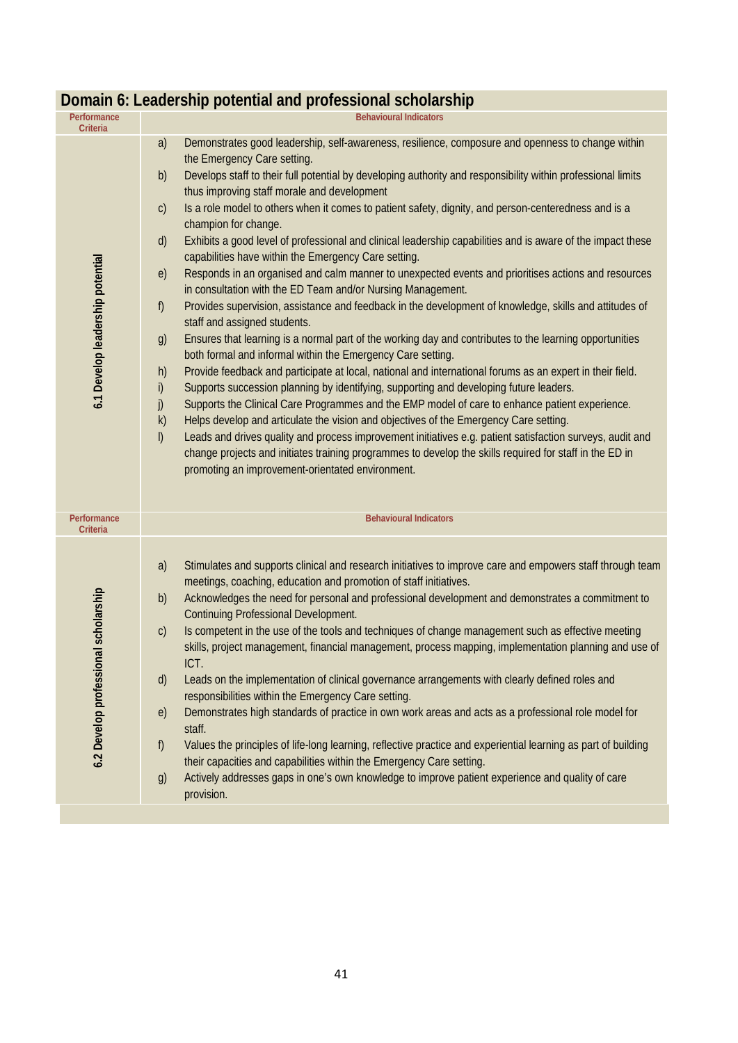## Domain 6: Leadership potential and professional scholarship

| Performance Criteria | Behavioural Indicators |
|---|---|
| 6.1 Develop leadership potential | a) Demonstrates good leadership, self-awareness, resilience, composure and openness to change within the Emergency Care setting.<br>b) Develops staff to their full potential by developing authority and responsibility within professional limits thus improving staff morale and development<br>c) Is a role model to others when it comes to patient safety, dignity, and person-centeredness and is a champion for change.<br>d) Exhibits a good level of professional and clinical leadership capabilities and is aware of the impact these capabilities have within the Emergency Care setting.<br>e) Responds in an organised and calm manner to unexpected events and prioritises actions and resources in consultation with the ED Team and/or Nursing Management.<br>f) Provides supervision, assistance and feedback in the development of knowledge, skills and attitudes of staff and assigned students.<br>g) Ensures that learning is a normal part of the working day and contributes to the learning opportunities both formal and informal within the Emergency Care setting.<br>h) Provide feedback and participate at local, national and international forums as an expert in their field.<br>i) Supports succession planning by identifying, supporting and developing future leaders.<br>j) Supports the Clinical Care Programmes and the EMP model of care to enhance patient experience.<br>k) Helps develop and articulate the vision and objectives of the Emergency Care setting.<br>l) Leads and drives quality and process improvement initiatives e.g. patient satisfaction surveys, audit and change projects and initiates training programmes to develop the skills required for staff in the ED in promoting an improvement-orientated environment. |

| Performance Criteria | Behavioural Indicators |
|---|---|
| 6.2 Develop professional scholarship | a) Stimulates and supports clinical and research initiatives to improve care and empowers staff through team meetings, coaching, education and promotion of staff initiatives.<br>b) Acknowledges the need for personal and professional development and demonstrates a commitment to Continuing Professional Development.<br>c) Is competent in the use of the tools and techniques of change management such as effective meeting skills, project management, financial management, process mapping, implementation planning and use of ICT.<br>d) Leads on the implementation of clinical governance arrangements with clearly defined roles and responsibilities within the Emergency Care setting.<br>e) Demonstrates high standards of practice in own work areas and acts as a professional role model for staff.<br>f) Values the principles of life-long learning, reflective practice and experiential learning as part of building their capacities and capabilities within the Emergency Care setting.<br>g) Actively addresses gaps in one's own knowledge to improve patient experience and quality of care provision. |